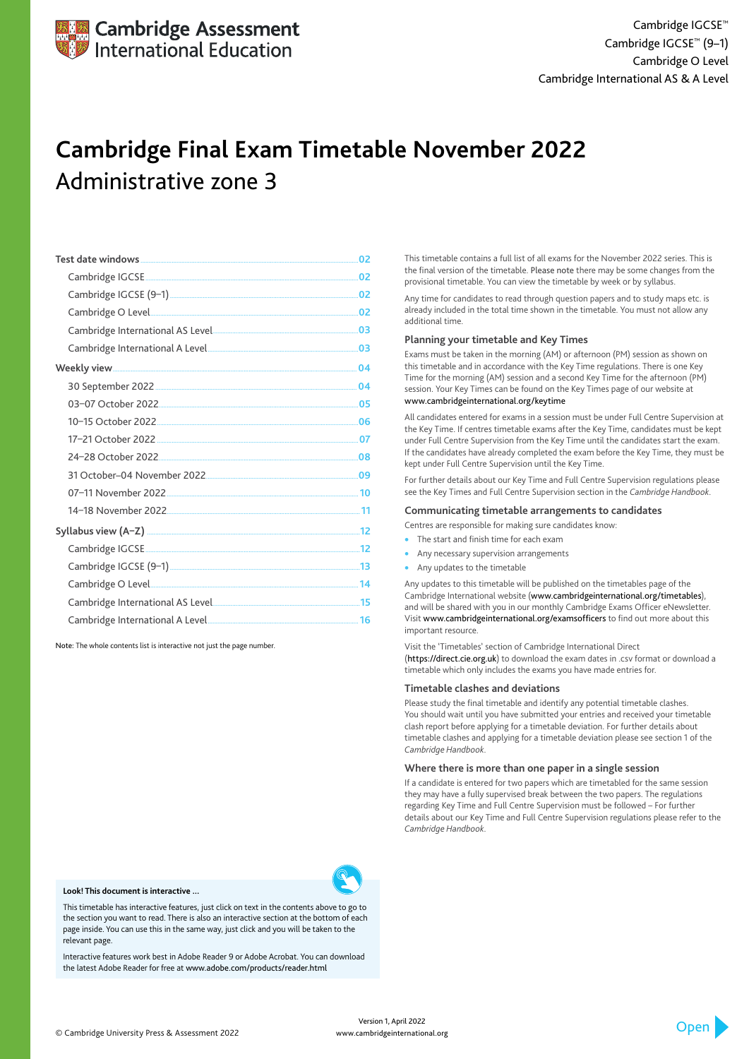Cambridge Assessment International Education

Cambridge IGCSE™
Cambridge IGCSE™ (9–1)
Cambridge O Level
Cambridge International AS & A Level

# Cambridge Final Exam Timetable November 2022

## Administrative zone 3

- Test date windows .......... 02
  - Cambridge IGCSE .......... 02
  - Cambridge IGCSE (9–1) .......... 02
  - Cambridge O Level .......... 02
  - Cambridge International AS Level .......... 03
  - Cambridge International A Level .......... 03
- Weekly view .......... 04
  - 30 September 2022 .......... 04
  - 03–07 October 2022 .......... 05
  - 10–15 October 2022 .......... 06
  - 17–21 October 2022 .......... 07
  - 24–28 October 2022 .......... 08
  - 31 October–04 November 2022 .......... 09
  - 07–11 November 2022 .......... 10
  - 14–18 November 2022 .......... 11
- Syllabus view (A–Z) .......... 12
  - Cambridge IGCSE .......... 12
  - Cambridge IGCSE (9–1) .......... 13
  - Cambridge O Level .......... 14
  - Cambridge International AS Level .......... 15
  - Cambridge International A Level .......... 16

Note: The whole contents list is interactive not just the page number.

This timetable contains a full list of all exams for the November 2022 series. This is the final version of the timetable. Please note there may be some changes from the provisional timetable. You can view the timetable by week or by syllabus.

Any time for candidates to read through question papers and to study maps etc. is already included in the total time shown in the timetable. You must not allow any additional time.

### Planning your timetable and Key Times

Exams must be taken in the morning (AM) or afternoon (PM) session as shown on this timetable and in accordance with the Key Time regulations. There is one Key Time for the morning (AM) session and a second Key Time for the afternoon (PM) session. Your Key Times can be found on the Key Times page of our website at www.cambridgeinternational.org/keytime

All candidates entered for exams in a session must be under Full Centre Supervision at the Key Time. If centres timetable exams after the Key Time, candidates must be kept under Full Centre Supervision from the Key Time until the candidates start the exam. If the candidates have already completed the exam before the Key Time, they must be kept under Full Centre Supervision until the Key Time.

For further details about our Key Time and Full Centre Supervision regulations please see the Key Times and Full Centre Supervision section in the *Cambridge Handbook*.

### Communicating timetable arrangements to candidates

Centres are responsible for making sure candidates know:

- The start and finish time for each exam
- Any necessary supervision arrangements
- Any updates to the timetable

Any updates to this timetable will be published on the timetables page of the Cambridge International website (www.cambridgeinternational.org/timetables), and will be shared with you in our monthly Cambridge Exams Officer eNewsletter. Visit www.cambridgeinternational.org/examsofficers to find out more about this important resource.

Visit the 'Timetables' section of Cambridge International Direct (https://direct.cie.org.uk) to download the exam dates in .csv format or download a timetable which only includes the exams you have made entries for.

### Timetable clashes and deviations

Please study the final timetable and identify any potential timetable clashes. You should wait until you have submitted your entries and received your timetable clash report before applying for a timetable deviation. For further details about timetable clashes and applying for a timetable deviation please see section 1 of the *Cambridge Handbook*.

### Where there is more than one paper in a single session

If a candidate is entered for two papers which are timetabled for the same session they may have a fully supervised break between the two papers. The regulations regarding Key Time and Full Centre Supervision must be followed – For further details about our Key Time and Full Centre Supervision regulations please refer to the *Cambridge Handbook*.

**Look! This document is interactive ...**

This timetable has interactive features, just click on text in the contents above to go to the section you want to read. There is also an interactive section at the bottom of each page inside. You can use this in the same way, just click and you will be taken to the relevant page.

Interactive features work best in Adobe Reader 9 or Adobe Acrobat. You can download the latest Adobe Reader for free at www.adobe.com/products/reader.html

© Cambridge University Press & Assessment 2022

Version 1, April 2022
www.cambridgeinternational.org

Open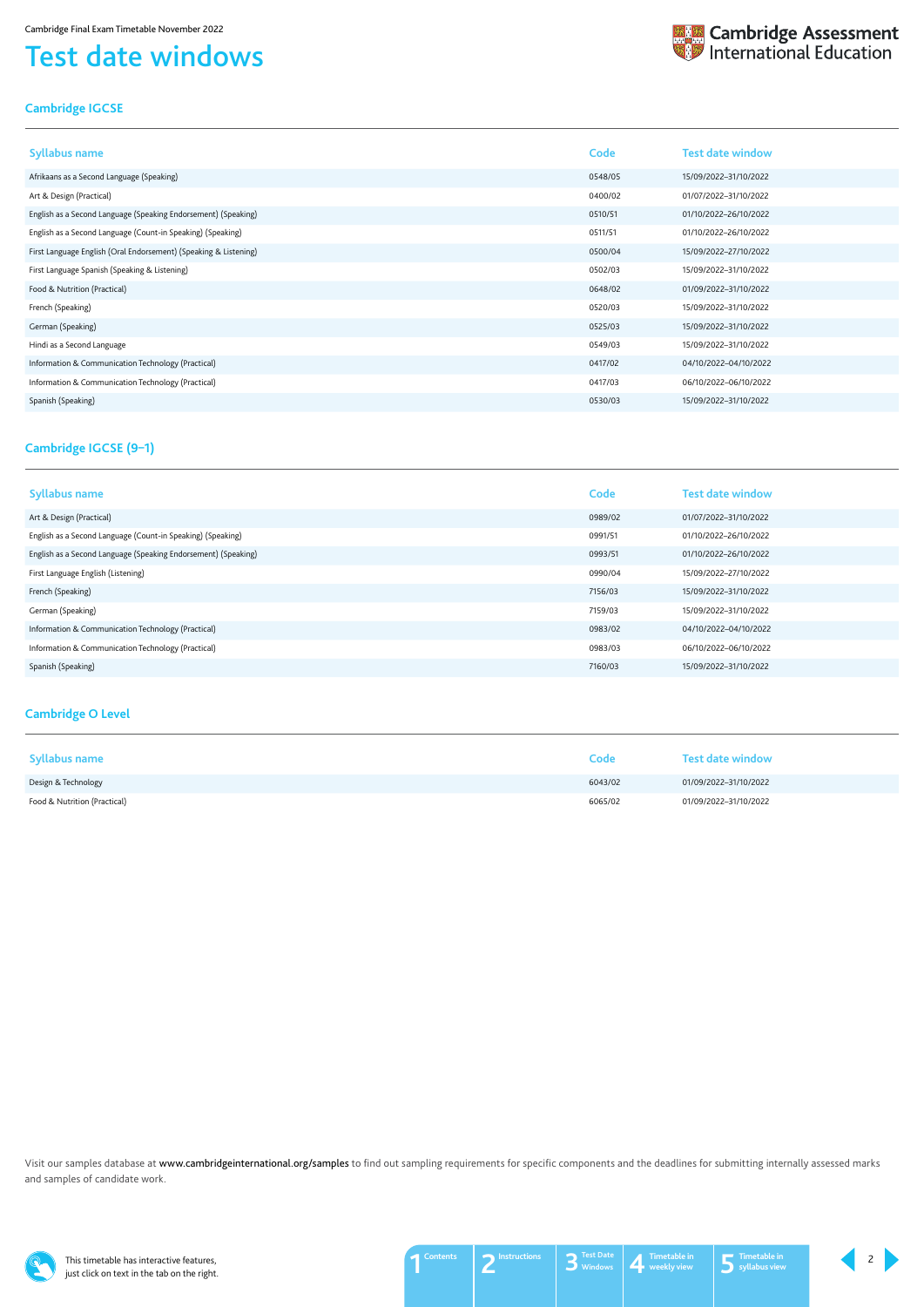# Test date windows

## Cambridge IGCSE

| Syllabus name | Code | Test date window |
|---|---|---|
| Afrikaans as a Second Language (Speaking) | 0548/05 | 15/09/2022–31/10/2022 |
| Art & Design (Practical) | 0400/02 | 01/07/2022–31/10/2022 |
| English as a Second Language (Speaking Endorsement) (Speaking) | 0510/51 | 01/10/2022–26/10/2022 |
| English as a Second Language (Count-in Speaking) (Speaking) | 0511/51 | 01/10/2022–26/10/2022 |
| First Language English (Oral Endorsement) (Speaking & Listening) | 0500/04 | 15/09/2022–27/10/2022 |
| First Language Spanish (Speaking & Listening) | 0502/03 | 15/09/2022–31/10/2022 |
| Food & Nutrition (Practical) | 0648/02 | 01/09/2022–31/10/2022 |
| French (Speaking) | 0520/03 | 15/09/2022–31/10/2022 |
| German (Speaking) | 0525/03 | 15/09/2022–31/10/2022 |
| Hindi as a Second Language | 0549/03 | 15/09/2022–31/10/2022 |
| Information & Communication Technology (Practical) | 0417/02 | 04/10/2022–04/10/2022 |
| Information & Communication Technology (Practical) | 0417/03 | 06/10/2022–06/10/2022 |
| Spanish (Speaking) | 0530/03 | 15/09/2022–31/10/2022 |

## Cambridge IGCSE (9–1)

| Syllabus name | Code | Test date window |
|---|---|---|
| Art & Design (Practical) | 0989/02 | 01/07/2022–31/10/2022 |
| English as a Second Language (Count-in Speaking) (Speaking) | 0991/51 | 01/10/2022–26/10/2022 |
| English as a Second Language (Speaking Endorsement) (Speaking) | 0993/51 | 01/10/2022–26/10/2022 |
| First Language English (Listening) | 0990/04 | 15/09/2022–27/10/2022 |
| French (Speaking) | 7156/03 | 15/09/2022–31/10/2022 |
| German (Speaking) | 7159/03 | 15/09/2022–31/10/2022 |
| Information & Communication Technology (Practical) | 0983/02 | 04/10/2022–04/10/2022 |
| Information & Communication Technology (Practical) | 0983/03 | 06/10/2022–06/10/2022 |
| Spanish (Speaking) | 7160/03 | 15/09/2022–31/10/2022 |

## Cambridge O Level

| Syllabus name | Code | Test date window |
|---|---|---|
| Design & Technology | 6043/02 | 01/09/2022–31/10/2022 |
| Food & Nutrition (Practical) | 6065/02 | 01/09/2022–31/10/2022 |

Visit our samples database at www.cambridgeinternational.org/samples to find out sampling requirements for specific components and the deadlines for submitting internally assessed marks and samples of candidate work.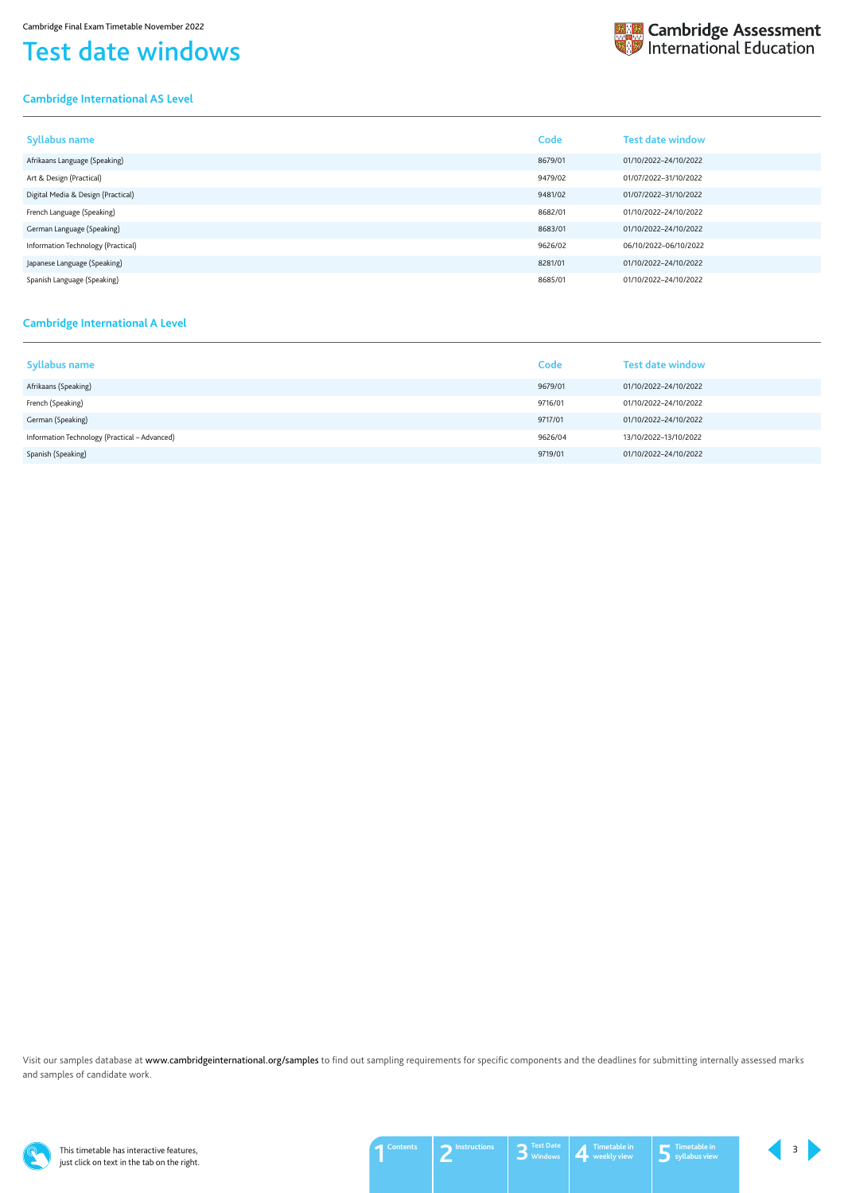# Test date windows

## Cambridge International AS Level

| Syllabus name | Code | Test date window |
|---|---|---|
| Afrikaans Language (Speaking) | 8679/01 | 01/10/2022–24/10/2022 |
| Art & Design (Practical) | 9479/02 | 01/07/2022–31/10/2022 |
| Digital Media & Design (Practical) | 9481/02 | 01/07/2022–31/10/2022 |
| French Language (Speaking) | 8682/01 | 01/10/2022–24/10/2022 |
| German Language (Speaking) | 8683/01 | 01/10/2022–24/10/2022 |
| Information Technology (Practical) | 9626/02 | 06/10/2022–06/10/2022 |
| Japanese Language (Speaking) | 8281/01 | 01/10/2022–24/10/2022 |
| Spanish Language (Speaking) | 8685/01 | 01/10/2022–24/10/2022 |

## Cambridge International A Level

| Syllabus name | Code | Test date window |
|---|---|---|
| Afrikaans (Speaking) | 9679/01 | 01/10/2022–24/10/2022 |
| French (Speaking) | 9716/01 | 01/10/2022–24/10/2022 |
| German (Speaking) | 9717/01 | 01/10/2022–24/10/2022 |
| Information Technology (Practical – Advanced) | 9626/04 | 13/10/2022–13/10/2022 |
| Spanish (Speaking) | 9719/01 | 01/10/2022–24/10/2022 |

Visit our samples database at www.cambridgeinternational.org/samples to find out sampling requirements for specific components and the deadlines for submitting internally assessed marks and samples of candidate work.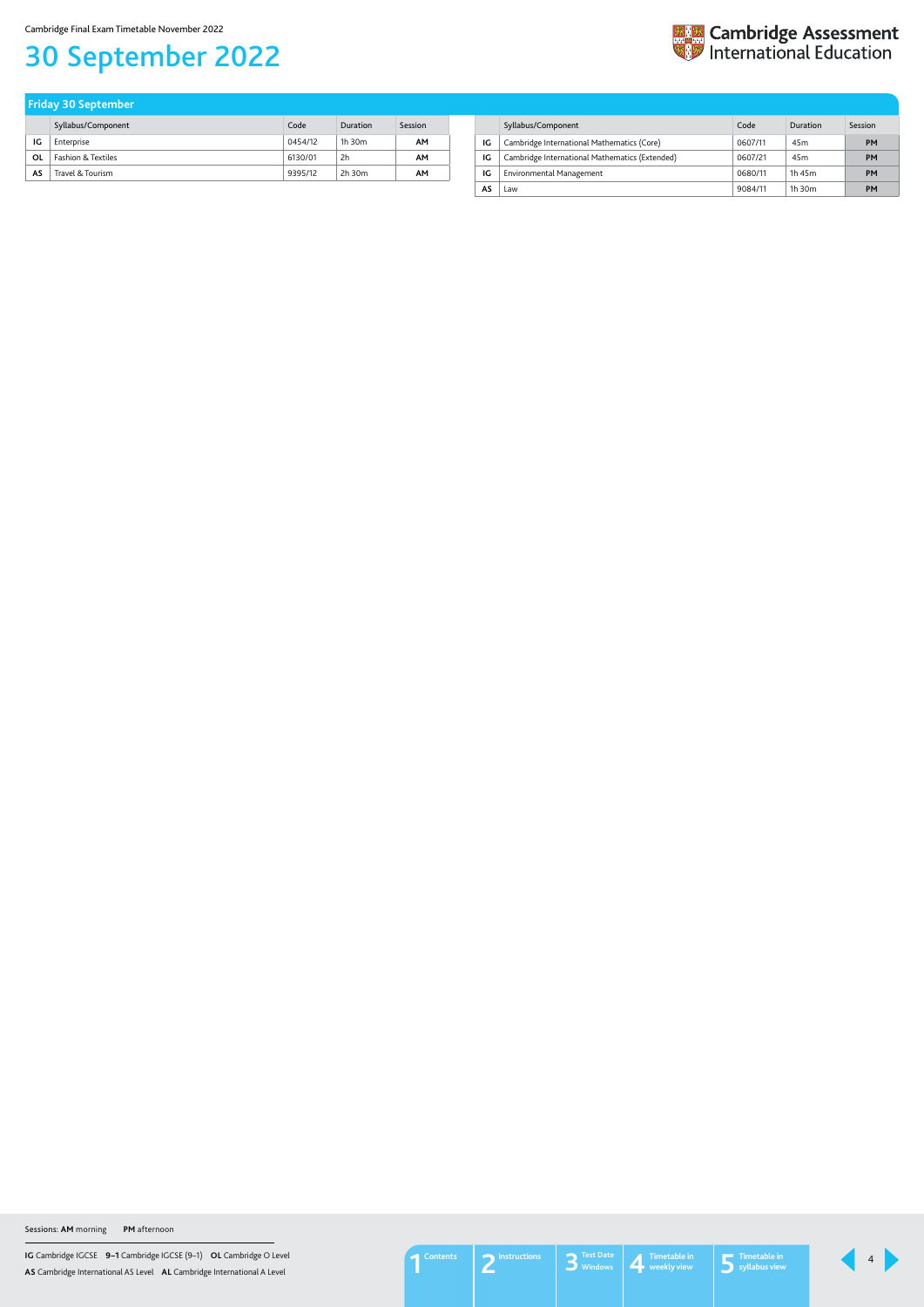# 30 September 2022

## Friday 30 September

| | Syllabus/Component | Code | Duration | Session |
|---|---|---|---|---|
| IG | Enterprise | 0454/12 | 1h 30m | AM |
| OL | Fashion & Textiles | 6130/01 | 2h | AM |
| AS | Travel & Tourism | 9395/12 | 2h 30m | AM |

| | Syllabus/Component | Code | Duration | Session |
|---|---|---|---|---|
| IG | Cambridge International Mathematics (Core) | 0607/11 | 45m | PM |
| IG | Cambridge International Mathematics (Extended) | 0607/21 | 45m | PM |
| IG | Environmental Management | 0680/11 | 1h 45m | PM |
| AS | Law | 9084/11 | 1h 30m | PM |

Sessions: **AM** morning **PM** afternoon

**IG** Cambridge IGCSE **9–1** Cambridge IGCSE (9–1) **OL** Cambridge O Level
**AS** Cambridge International AS Level **AL** Cambridge International A Level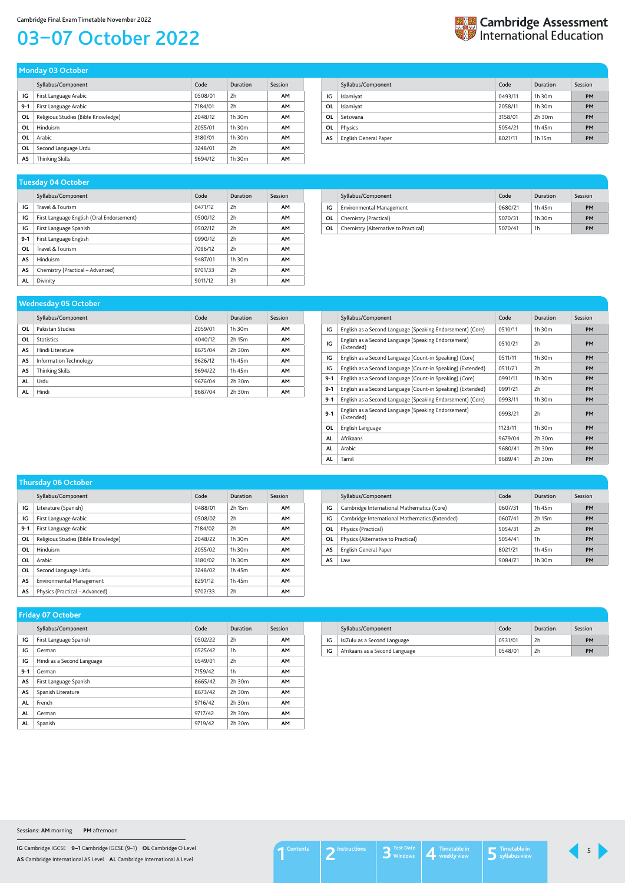Cambridge Final Exam Timetable November 2022

# 03–07 October 2022

## Monday 03 October

| | Syllabus/Component | Code | Duration | Session |
|---|---|---|---|---|
| IG | First Language Arabic | 0508/01 | 2h | AM |
| 9-1 | First Language Arabic | 7184/01 | 2h | AM |
| OL | Religious Studies (Bible Knowledge) | 2048/12 | 1h 30m | AM |
| OL | Hinduism | 2055/01 | 1h 30m | AM |
| OL | Arabic | 3180/01 | 1h 30m | AM |
| OL | Second Language Urdu | 3248/01 | 2h | AM |
| AS | Thinking Skills | 9694/12 | 1h 30m | AM |
| IG | Islamiyat | 0493/11 | 1h 30m | PM |
| OL | Islamiyat | 2058/11 | 1h 30m | PM |
| OL | Setswana | 3158/01 | 2h 30m | PM |
| OL | Physics | 5054/21 | 1h 45m | PM |
| AS | English General Paper | 8021/11 | 1h 15m | PM |

## Tuesday 04 October

| | Syllabus/Component | Code | Duration | Session |
|---|---|---|---|---|
| IG | Travel & Tourism | 0471/12 | 2h | AM |
| IG | First Language English (Oral Endorsement) | 0500/12 | 2h | AM |
| IG | First Language Spanish | 0502/12 | 2h | AM |
| 9-1 | First Language English | 0990/12 | 2h | AM |
| OL | Travel & Tourism | 7096/12 | 2h | AM |
| AS | Hinduism | 9487/01 | 1h 30m | AM |
| AS | Chemistry (Practical – Advanced) | 9701/33 | 2h | AM |
| AL | Divinity | 9011/12 | 3h | AM |
| IG | Environmental Management | 0680/21 | 1h 45m | PM |
| OL | Chemistry (Practical) | 5070/31 | 1h 30m | PM |
| OL | Chemistry (Alternative to Practical) | 5070/41 | 1h | PM |

## Wednesday 05 October

| | Syllabus/Component | Code | Duration | Session |
|---|---|---|---|---|
| OL | Pakistan Studies | 2059/01 | 1h 30m | AM |
| OL | Statistics | 4040/12 | 2h 15m | AM |
| AS | Hindi Literature | 8675/04 | 2h 30m | AM |
| AS | Information Technology | 9626/12 | 1h 45m | AM |
| AS | Thinking Skills | 9694/22 | 1h 45m | AM |
| AL | Urdu | 9676/04 | 2h 30m | AM |
| AL | Hindi | 9687/04 | 2h 30m | AM |
| IG | English as a Second Language (Speaking Endorsement) (Core) | 0510/11 | 1h 30m | PM |
| IG | English as a Second Language (Speaking Endorsement) (Extended) | 0510/21 | 2h | PM |
| IG | English as a Second Language (Count-in Speaking) (Core) | 0511/11 | 1h 30m | PM |
| IG | English as a Second Language (Count-in Speaking) (Extended) | 0511/21 | 2h | PM |
| 9-1 | English as a Second Language (Count-in Speaking) (Core) | 0991/11 | 1h 30m | PM |
| 9-1 | English as a Second Language (Count-in Speaking) (Extended) | 0991/21 | 2h | PM |
| 9-1 | English as a Second Language (Speaking Endorsement) (Core) | 0993/11 | 1h 30m | PM |
| 9-1 | English as a Second Language (Speaking Endorsement) (Extended) | 0993/21 | 2h | PM |
| OL | English Language | 1123/11 | 1h 30m | PM |
| AL | Afrikaans | 9679/04 | 2h 30m | PM |
| AL | Arabic | 9680/41 | 2h 30m | PM |
| AL | Tamil | 9689/41 | 2h 30m | PM |

## Thursday 06 October

| | Syllabus/Component | Code | Duration | Session |
|---|---|---|---|---|
| IG | Literature (Spanish) | 0488/01 | 2h 15m | AM |
| IG | First Language Arabic | 0508/02 | 2h | AM |
| 9-1 | First Language Arabic | 7184/02 | 2h | AM |
| OL | Religious Studies (Bible Knowledge) | 2048/22 | 1h 30m | AM |
| OL | Hinduism | 2055/02 | 1h 30m | AM |
| OL | Arabic | 3180/02 | 1h 30m | AM |
| OL | Second Language Urdu | 3248/02 | 1h 45m | AM |
| AS | Environmental Management | 8291/12 | 1h 45m | AM |
| AS | Physics (Practical – Advanced) | 9702/33 | 2h | AM |
| IG | Cambridge International Mathematics (Core) | 0607/31 | 1h 45m | PM |
| IG | Cambridge International Mathematics (Extended) | 0607/41 | 2h 15m | PM |
| OL | Physics (Practical) | 5054/31 | 2h | PM |
| OL | Physics (Alternative to Practical) | 5054/41 | 1h | PM |
| AS | English General Paper | 8021/21 | 1h 45m | PM |
| AS | Law | 9084/21 | 1h 30m | PM |

## Friday 07 October

| | Syllabus/Component | Code | Duration | Session |
|---|---|---|---|---|
| IG | First Language Spanish | 0502/22 | 2h | AM |
| IG | German | 0525/42 | 1h | AM |
| IG | Hindi as a Second Language | 0549/01 | 2h | AM |
| 9-1 | German | 7159/42 | 1h | AM |
| AS | First Language Spanish | 8665/42 | 2h 30m | AM |
| AS | Spanish Literature | 8673/42 | 2h 30m | AM |
| AL | French | 9716/42 | 2h 30m | AM |
| AL | German | 9717/42 | 2h 30m | AM |
| AL | Spanish | 9719/42 | 2h 30m | AM |
| IG | IsiZulu as a Second Language | 0531/01 | 2h | PM |
| IG | Afrikaans as a Second Language | 0548/01 | 2h | PM |

Sessions: **AM** morning **PM** afternoon

**IG** Cambridge IGCSE **9–1** Cambridge IGCSE (9–1) **OL** Cambridge O Level
**AS** Cambridge International AS Level **AL** Cambridge International A Level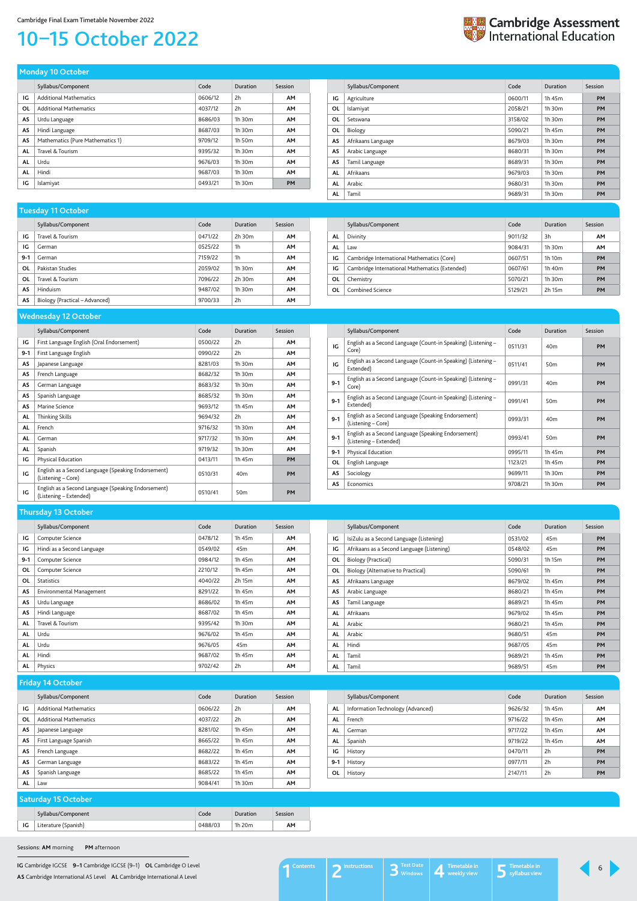Cambridge Final Exam Timetable November 2022

# 10–15 October 2022

## Monday 10 October

| | Syllabus/Component | Code | Duration | Session |
|---|---|---|---|---|
| IG | Additional Mathematics | 0606/12 | 2h | AM |
| OL | Additional Mathematics | 4037/12 | 2h | AM |
| AS | Urdu Language | 8686/03 | 1h 30m | AM |
| AS | Hindi Language | 8687/03 | 1h 30m | AM |
| AS | Mathematics (Pure Mathematics 1) | 9709/12 | 1h 50m | AM |
| AL | Travel & Tourism | 9395/32 | 1h 30m | AM |
| AL | Urdu | 9676/03 | 1h 30m | AM |
| AL | Hindi | 9687/03 | 1h 30m | AM |
| IG | Islamiyat | 0493/21 | 1h 30m | PM |
| IG | Agriculture | 0600/11 | 1h 45m | PM |
| OL | Islamiyat | 2058/21 | 1h 30m | PM |
| OL | Setswana | 3158/02 | 1h 30m | PM |
| OL | Biology | 5090/21 | 1h 45m | PM |
| AS | Afrikaans Language | 8679/03 | 1h 30m | PM |
| AS | Arabic Language | 8680/31 | 1h 30m | PM |
| AS | Tamil Language | 8689/31 | 1h 30m | PM |
| AL | Afrikaans | 9679/03 | 1h 30m | PM |
| AL | Arabic | 9680/31 | 1h 30m | PM |
| AL | Tamil | 9689/31 | 1h 30m | PM |

## Tuesday 11 October

| | Syllabus/Component | Code | Duration | Session |
|---|---|---|---|---|
| IG | Travel & Tourism | 0471/22 | 2h 30m | AM |
| IG | German | 0525/22 | 1h | AM |
| 9-1 | German | 7159/22 | 1h | AM |
| OL | Pakistan Studies | 2059/02 | 1h 30m | AM |
| OL | Travel & Tourism | 7096/22 | 2h 30m | AM |
| AS | Hinduism | 9487/02 | 1h 30m | AM |
| AS | Biology (Practical – Advanced) | 9700/33 | 2h | AM |
| AL | Divinity | 9011/32 | 3h | AM |
| AL | Law | 9084/31 | 1h 30m | AM |
| IG | Cambridge International Mathematics (Core) | 0607/51 | 1h 10m | PM |
| IG | Cambridge International Mathematics (Extended) | 0607/61 | 1h 40m | PM |
| OL | Chemistry | 5070/21 | 1h 30m | PM |
| OL | Combined Science | 5129/21 | 2h 15m | PM |

## Wednesday 12 October

| | Syllabus/Component | Code | Duration | Session |
|---|---|---|---|---|
| IG | First Language English (Oral Endorsement) | 0500/22 | 2h | AM |
| 9-1 | First Language English | 0990/22 | 2h | AM |
| AS | Japanese Language | 8281/03 | 1h 30m | AM |
| AS | French Language | 8682/32 | 1h 30m | AM |
| AS | German Language | 8683/32 | 1h 30m | AM |
| AS | Spanish Language | 8685/32 | 1h 30m | AM |
| AS | Marine Science | 9693/12 | 1h 45m | AM |
| AL | Thinking Skills | 9694/32 | 2h | AM |
| AL | French | 9716/32 | 1h 30m | AM |
| AL | German | 9717/32 | 1h 30m | AM |
| AL | Spanish | 9719/32 | 1h 30m | AM |
| IG | Physical Education | 0413/11 | 1h 45m | PM |
| IG | English as a Second Language (Speaking Endorsement) (Listening – Core) | 0510/31 | 40m | PM |
| IG | English as a Second Language (Speaking Endorsement) (Listening – Extended) | 0510/41 | 50m | PM |
| IG | English as a Second Language (Count-in Speaking) (Listening – Core) | 0511/31 | 40m | PM |
| IG | English as a Second Language (Count-in Speaking) (Listening – Extended) | 0511/41 | 50m | PM |
| 9-1 | English as a Second Language (Count-in Speaking) (Listening – Core) | 0991/31 | 40m | PM |
| 9-1 | English as a Second Language (Count-in Speaking) (Listening – Extended) | 0991/41 | 50m | PM |
| 9-1 | English as a Second Language (Speaking Endorsement) (Listening – Core) | 0993/31 | 40m | PM |
| 9-1 | English as a Second Language (Speaking Endorsement) (Listening – Extended) | 0993/41 | 50m | PM |
| 9-1 | Physical Education | 0995/11 | 1h 45m | PM |
| OL | English Language | 1123/21 | 1h 45m | PM |
| AS | Sociology | 9699/11 | 1h 30m | PM |
| AS | Economics | 9708/21 | 1h 30m | PM |

## Thursday 13 October

| | Syllabus/Component | Code | Duration | Session |
|---|---|---|---|---|
| IG | Computer Science | 0478/12 | 1h 45m | AM |
| IG | Hindi as a Second Language | 0549/02 | 45m | AM |
| 9-1 | Computer Science | 0984/12 | 1h 45m | AM |
| OL | Computer Science | 2210/12 | 1h 45m | AM |
| OL | Statistics | 4040/22 | 2h 15m | AM |
| AS | Environmental Management | 8291/22 | 1h 45m | AM |
| AS | Urdu Language | 8686/02 | 1h 45m | AM |
| AS | Hindi Language | 8687/02 | 1h 45m | AM |
| AL | Travel & Tourism | 9395/42 | 1h 30m | AM |
| AL | Urdu | 9676/02 | 1h 45m | AM |
| AL | Urdu | 9676/05 | 45m | AM |
| AL | Hindi | 9687/02 | 1h 45m | AM |
| AL | Physics | 9702/42 | 2h | AM |
| IG | IsiZulu as a Second Language (Listening) | 0531/02 | 45m | PM |
| IG | Afrikaans as a Second Language (Listening) | 0548/02 | 45m | PM |
| OL | Biology (Practical) | 5090/31 | 1h 15m | PM |
| OL | Biology (Alternative to Practical) | 5090/61 | 1h | PM |
| AS | Afrikaans Language | 8679/02 | 1h 45m | PM |
| AS | Arabic Language | 8680/21 | 1h 45m | PM |
| AS | Tamil Language | 8689/21 | 1h 45m | PM |
| AL | Afrikaans | 9679/02 | 1h 45m | PM |
| AL | Arabic | 9680/21 | 1h 45m | PM |
| AL | Arabic | 9680/51 | 45m | PM |
| AL | Hindi | 9687/05 | 45m | PM |
| AL | Tamil | 9689/21 | 1h 45m | PM |
| AL | Tamil | 9689/51 | 45m | PM |

## Friday 14 October

| | Syllabus/Component | Code | Duration | Session |
|---|---|---|---|---|
| IG | Additional Mathematics | 0606/22 | 2h | AM |
| OL | Additional Mathematics | 4037/22 | 2h | AM |
| AS | Japanese Language | 8281/02 | 1h 45m | AM |
| AS | First Language Spanish | 8665/22 | 1h 45m | AM |
| AS | French Language | 8682/22 | 1h 45m | AM |
| AS | German Language | 8683/22 | 1h 45m | AM |
| AS | Spanish Language | 8685/22 | 1h 45m | AM |
| AL | Law | 9084/41 | 1h 30m | AM |
| AL | Information Technology (Advanced) | 9626/32 | 1h 45m | AM |
| AL | French | 9716/22 | 1h 45m | AM |
| AL | German | 9717/22 | 1h 45m | AM |
| AL | Spanish | 9719/22 | 1h 45m | AM |
| IG | History | 0470/11 | 2h | PM |
| 9-1 | History | 0977/11 | 2h | PM |
| OL | History | 2147/11 | 2h | PM |

## Saturday 15 October

| | Syllabus/Component | Code | Duration | Session |
|---|---|---|---|---|
| IG | Literature (Spanish) | 0488/03 | 1h 20m | AM |

Sessions: **AM** morning **PM** afternoon

**IG** Cambridge IGCSE **9–1** Cambridge IGCSE (9–1) **OL** Cambridge O Level
**AS** Cambridge International AS Level **AL** Cambridge International A Level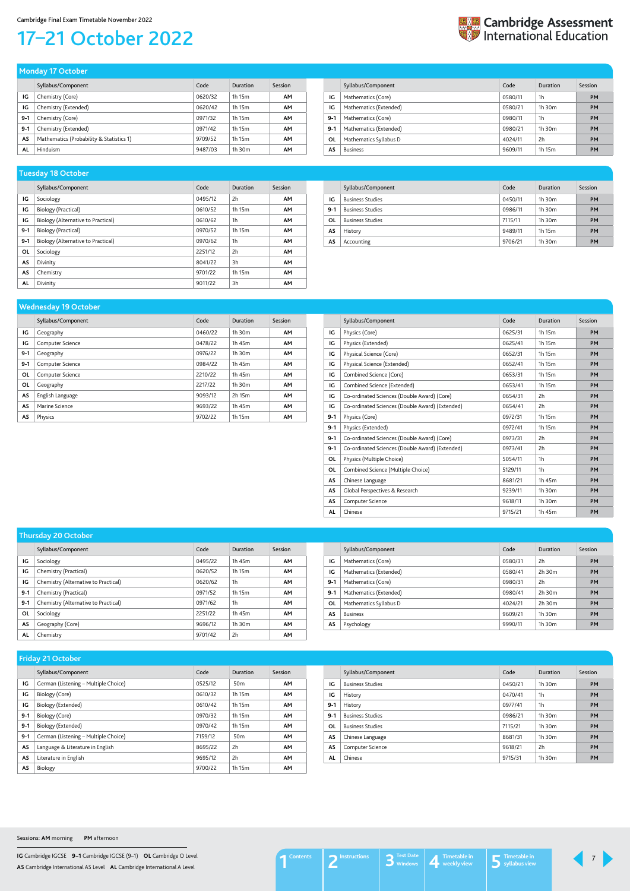Cambridge Final Exam Timetable November 2022

# 17–21 October 2022

## Monday 17 October

| | Syllabus/Component | Code | Duration | Session |
|---|---|---|---|---|
| IG | Chemistry (Core) | 0620/32 | 1h 15m | AM |
| IG | Chemistry (Extended) | 0620/42 | 1h 15m | AM |
| 9-1 | Chemistry (Core) | 0971/32 | 1h 15m | AM |
| 9-1 | Chemistry (Extended) | 0971/42 | 1h 15m | AM |
| AS | Mathematics (Probability & Statistics 1) | 9709/52 | 1h 15m | AM |
| AL | Hinduism | 9487/03 | 1h 30m | AM |
| IG | Mathematics (Core) | 0580/11 | 1h | PM |
| IG | Mathematics (Extended) | 0580/21 | 1h 30m | PM |
| 9-1 | Mathematics (Core) | 0980/11 | 1h | PM |
| 9-1 | Mathematics (Extended) | 0980/21 | 1h 30m | PM |
| OL | Mathematics Syllabus D | 4024/11 | 2h | PM |
| AS | Business | 9609/11 | 1h 15m | PM |

## Tuesday 18 October

| | Syllabus/Component | Code | Duration | Session |
|---|---|---|---|---|
| IG | Sociology | 0495/12 | 2h | AM |
| IG | Biology (Practical) | 0610/52 | 1h 15m | AM |
| IG | Biology (Alternative to Practical) | 0610/62 | 1h | AM |
| 9-1 | Biology (Practical) | 0970/52 | 1h 15m | AM |
| 9-1 | Biology (Alternative to Practical) | 0970/62 | 1h | AM |
| OL | Sociology | 2251/12 | 2h | AM |
| AS | Divinity | 8041/22 | 3h | AM |
| AS | Chemistry | 9701/22 | 1h 15m | AM |
| AL | Divinity | 9011/22 | 3h | AM |
| IG | Business Studies | 0450/11 | 1h 30m | PM |
| 9-1 | Business Studies | 0986/11 | 1h 30m | PM |
| OL | Business Studies | 7115/11 | 1h 30m | PM |
| AS | History | 9489/11 | 1h 15m | PM |
| AS | Accounting | 9706/21 | 1h 30m | PM |

## Wednesday 19 October

| | Syllabus/Component | Code | Duration | Session |
|---|---|---|---|---|
| IG | Geography | 0460/22 | 1h 30m | AM |
| IG | Computer Science | 0478/22 | 1h 45m | AM |
| 9-1 | Geography | 0976/22 | 1h 30m | AM |
| 9-1 | Computer Science | 0984/22 | 1h 45m | AM |
| OL | Computer Science | 2210/22 | 1h 45m | AM |
| OL | Geography | 2217/22 | 1h 30m | AM |
| AS | English Language | 9093/12 | 2h 15m | AM |
| AS | Marine Science | 9693/22 | 1h 45m | AM |
| AS | Physics | 9702/22 | 1h 15m | AM |
| IG | Physics (Core) | 0625/31 | 1h 15m | PM |
| IG | Physics (Extended) | 0625/41 | 1h 15m | PM |
| IG | Physical Science (Core) | 0652/31 | 1h 15m | PM |
| IG | Physical Science (Extended) | 0652/41 | 1h 15m | PM |
| IG | Combined Science (Core) | 0653/31 | 1h 15m | PM |
| IG | Combined Science (Extended) | 0653/41 | 1h 15m | PM |
| IG | Co-ordinated Sciences (Double Award) (Core) | 0654/31 | 2h | PM |
| IG | Co-ordinated Sciences (Double Award) (Extended) | 0654/41 | 2h | PM |
| 9-1 | Physics (Core) | 0972/31 | 1h 15m | PM |
| 9-1 | Physics (Extended) | 0972/41 | 1h 15m | PM |
| 9-1 | Co-ordinated Sciences (Double Award) (Core) | 0973/31 | 2h | PM |
| 9-1 | Co-ordinated Sciences (Double Award) (Extended) | 0973/41 | 2h | PM |
| OL | Physics (Multiple Choice) | 5054/11 | 1h | PM |
| OL | Combined Science (Multiple Choice) | 5129/11 | 1h | PM |
| AS | Chinese Language | 8681/21 | 1h 45m | PM |
| AS | Global Perspectives & Research | 9239/11 | 1h 30m | PM |
| AS | Computer Science | 9618/11 | 1h 30m | PM |
| AL | Chinese | 9715/21 | 1h 45m | PM |

## Thursday 20 October

| | Syllabus/Component | Code | Duration | Session |
|---|---|---|---|---|
| IG | Sociology | 0495/22 | 1h 45m | AM |
| IG | Chemistry (Practical) | 0620/52 | 1h 15m | AM |
| IG | Chemistry (Alternative to Practical) | 0620/62 | 1h | AM |
| 9-1 | Chemistry (Practical) | 0971/52 | 1h 15m | AM |
| 9-1 | Chemistry (Alternative to Practical) | 0971/62 | 1h | AM |
| OL | Sociology | 2251/22 | 1h 45m | AM |
| AS | Geography (Core) | 9696/12 | 1h 30m | AM |
| AL | Chemistry | 9701/42 | 2h | AM |
| IG | Mathematics (Core) | 0580/31 | 2h | PM |
| IG | Mathematics (Extended) | 0580/41 | 2h 30m | PM |
| 9-1 | Mathematics (Core) | 0980/31 | 2h | PM |
| 9-1 | Mathematics (Extended) | 0980/41 | 2h 30m | PM |
| OL | Mathematics Syllabus D | 4024/21 | 2h 30m | PM |
| AS | Business | 9609/21 | 1h 30m | PM |
| AS | Psychology | 9990/11 | 1h 30m | PM |

## Friday 21 October

| | Syllabus/Component | Code | Duration | Session |
|---|---|---|---|---|
| IG | German (Listening – Multiple Choice) | 0525/12 | 50m | AM |
| IG | Biology (Core) | 0610/32 | 1h 15m | AM |
| IG | Biology (Extended) | 0610/42 | 1h 15m | AM |
| 9-1 | Biology (Core) | 0970/32 | 1h 15m | AM |
| 9-1 | Biology (Extended) | 0970/42 | 1h 15m | AM |
| 9-1 | German (Listening – Multiple Choice) | 7159/12 | 50m | AM |
| AS | Language & Literature in English | 8695/22 | 2h | AM |
| AS | Literature in English | 9695/12 | 2h | AM |
| AS | Biology | 9700/22 | 1h 15m | AM |
| IG | Business Studies | 0450/21 | 1h 30m | PM |
| IG | History | 0470/41 | 1h | PM |
| 9-1 | History | 0977/41 | 1h | PM |
| 9-1 | Business Studies | 0986/21 | 1h 30m | PM |
| OL | Business Studies | 7115/21 | 1h 30m | PM |
| AS | Chinese Language | 8681/31 | 1h 30m | PM |
| AS | Computer Science | 9618/21 | 2h | PM |
| AL | Chinese | 9715/31 | 1h 30m | PM |

Sessions: **AM** morning **PM** afternoon

**IG** Cambridge IGCSE **9–1** Cambridge IGCSE (9–1) **OL** Cambridge O Level
**AS** Cambridge International AS Level **AL** Cambridge International A Level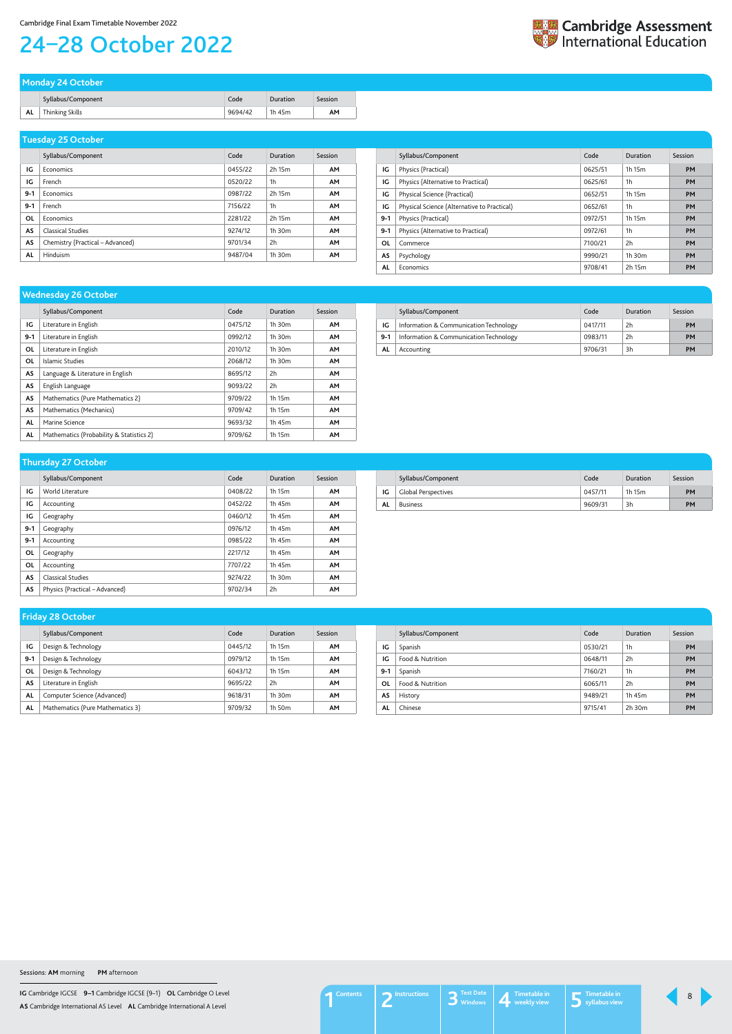Cambridge Final Exam Timetable November 2022

# 24–28 October 2022

## Monday 24 October

| | Syllabus/Component | Code | Duration | Session |
|---|---|---|---|---|
| AL | Thinking Skills | 9694/42 | 1h 45m | AM |

## Tuesday 25 October

| | Syllabus/Component | Code | Duration | Session |
|---|---|---|---|---|
| IG | Economics | 0455/22 | 2h 15m | AM |
| IG | French | 0520/22 | 1h | AM |
| 9-1 | Economics | 0987/22 | 2h 15m | AM |
| 9-1 | French | 7156/22 | 1h | AM |
| OL | Economics | 2281/22 | 2h 15m | AM |
| AS | Classical Studies | 9274/12 | 1h 30m | AM |
| AS | Chemistry (Practical – Advanced) | 9701/34 | 2h | AM |
| AL | Hinduism | 9487/04 | 1h 30m | AM |

| | Syllabus/Component | Code | Duration | Session |
|---|---|---|---|---|
| IG | Physics (Practical) | 0625/51 | 1h 15m | PM |
| IG | Physics (Alternative to Practical) | 0625/61 | 1h | PM |
| IG | Physical Science (Practical) | 0652/51 | 1h 15m | PM |
| IG | Physical Science (Alternative to Practical) | 0652/61 | 1h | PM |
| 9-1 | Physics (Practical) | 0972/51 | 1h 15m | PM |
| 9-1 | Physics (Alternative to Practical) | 0972/61 | 1h | PM |
| OL | Commerce | 7100/21 | 2h | PM |
| AS | Psychology | 9990/21 | 1h 30m | PM |
| AL | Economics | 9708/41 | 2h 15m | PM |

## Wednesday 26 October

| | Syllabus/Component | Code | Duration | Session |
|---|---|---|---|---|
| IG | Literature in English | 0475/12 | 1h 30m | AM |
| 9-1 | Literature in English | 0992/12 | 1h 30m | AM |
| OL | Literature in English | 2010/12 | 1h 30m | AM |
| OL | Islamic Studies | 2068/12 | 1h 30m | AM |
| AS | Language & Literature in English | 8695/12 | 2h | AM |
| AS | English Language | 9093/22 | 2h | AM |
| AS | Mathematics (Pure Mathematics 2) | 9709/22 | 1h 15m | AM |
| AS | Mathematics (Mechanics) | 9709/42 | 1h 15m | AM |
| AL | Marine Science | 9693/32 | 1h 45m | AM |
| AL | Mathematics (Probability & Statistics 2) | 9709/62 | 1h 15m | AM |

| | Syllabus/Component | Code | Duration | Session |
|---|---|---|---|---|
| IG | Information & Communication Technology | 0417/11 | 2h | PM |
| 9-1 | Information & Communication Technology | 0983/11 | 2h | PM |
| AL | Accounting | 9706/31 | 3h | PM |

## Thursday 27 October

| | Syllabus/Component | Code | Duration | Session |
|---|---|---|---|---|
| IG | World Literature | 0408/22 | 1h 15m | AM |
| IG | Accounting | 0452/22 | 1h 45m | AM |
| IG | Geography | 0460/12 | 1h 45m | AM |
| 9-1 | Geography | 0976/12 | 1h 45m | AM |
| 9-1 | Accounting | 0985/22 | 1h 45m | AM |
| OL | Geography | 2217/12 | 1h 45m | AM |
| OL | Accounting | 7707/22 | 1h 45m | AM |
| AS | Classical Studies | 9274/22 | 1h 30m | AM |
| AS | Physics (Practical – Advanced) | 9702/34 | 2h | AM |

| | Syllabus/Component | Code | Duration | Session |
|---|---|---|---|---|
| IG | Global Perspectives | 0457/11 | 1h 15m | PM |
| AL | Business | 9609/31 | 3h | PM |

## Friday 28 October

| | Syllabus/Component | Code | Duration | Session |
|---|---|---|---|---|
| IG | Design & Technology | 0445/12 | 1h 15m | AM |
| 9-1 | Design & Technology | 0979/12 | 1h 15m | AM |
| OL | Design & Technology | 6043/12 | 1h 15m | AM |
| AS | Literature in English | 9695/22 | 2h | AM |
| AL | Computer Science (Advanced) | 9618/31 | 1h 30m | AM |
| AL | Mathematics (Pure Mathematics 3) | 9709/32 | 1h 50m | AM |

| | Syllabus/Component | Code | Duration | Session |
|---|---|---|---|---|
| IG | Spanish | 0530/21 | 1h | PM |
| IG | Food & Nutrition | 0648/11 | 2h | PM |
| 9-1 | Spanish | 7160/21 | 1h | PM |
| OL | Food & Nutrition | 6065/11 | 2h | PM |
| AS | History | 9489/21 | 1h 45m | PM |
| AL | Chinese | 9715/41 | 2h 30m | PM |

Sessions: **AM** morning **PM** afternoon

**IG** Cambridge IGCSE **9–1** Cambridge IGCSE (9–1) **OL** Cambridge O Level
**AS** Cambridge International AS Level **AL** Cambridge International A Level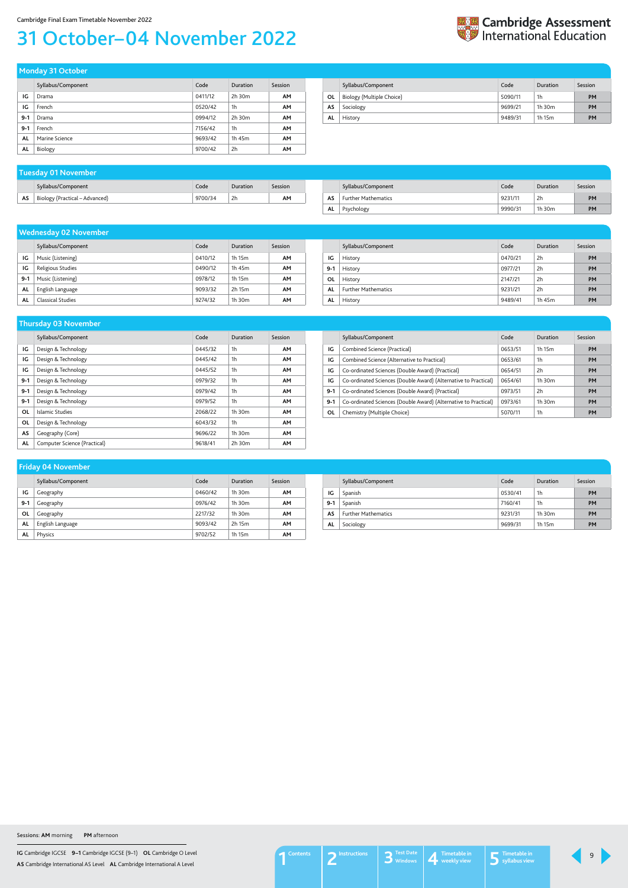Cambridge Final Exam Timetable November 2022

# 31 October–04 November 2022

## Monday 31 October

| | Syllabus/Component | Code | Duration | Session |
|---|---|---|---|---|
| IG | Drama | 0411/12 | 2h 30m | AM |
| IG | French | 0520/42 | 1h | AM |
| 9-1 | Drama | 0994/12 | 2h 30m | AM |
| 9-1 | French | 7156/42 | 1h | AM |
| AL | Marine Science | 9693/42 | 1h 45m | AM |
| AL | Biology | 9700/42 | 2h | AM |

| | Syllabus/Component | Code | Duration | Session |
|---|---|---|---|---|
| OL | Biology (Multiple Choice) | 5090/11 | 1h | PM |
| AS | Sociology | 9699/21 | 1h 30m | PM |
| AL | History | 9489/31 | 1h 15m | PM |

## Tuesday 01 November

| | Syllabus/Component | Code | Duration | Session |
|---|---|---|---|---|
| AS | Biology (Practical – Advanced) | 9700/34 | 2h | AM |

| | Syllabus/Component | Code | Duration | Session |
|---|---|---|---|---|
| AS | Further Mathematics | 9231/11 | 2h | PM |
| AL | Psychology | 9990/31 | 1h 30m | PM |

## Wednesday 02 November

| | Syllabus/Component | Code | Duration | Session |
|---|---|---|---|---|
| IG | Music (Listening) | 0410/12 | 1h 15m | AM |
| IG | Religious Studies | 0490/12 | 1h 45m | AM |
| 9-1 | Music (Listening) | 0978/12 | 1h 15m | AM |
| AL | English Language | 9093/32 | 2h 15m | AM |
| AL | Classical Studies | 9274/32 | 1h 30m | AM |

| | Syllabus/Component | Code | Duration | Session |
|---|---|---|---|---|
| IG | History | 0470/21 | 2h | PM |
| 9-1 | History | 0977/21 | 2h | PM |
| OL | History | 2147/21 | 2h | PM |
| AL | Further Mathematics | 9231/21 | 2h | PM |
| AL | History | 9489/41 | 1h 45m | PM |

## Thursday 03 November

| | Syllabus/Component | Code | Duration | Session |
|---|---|---|---|---|
| IG | Design & Technology | 0445/32 | 1h | AM |
| IG | Design & Technology | 0445/42 | 1h | AM |
| IG | Design & Technology | 0445/52 | 1h | AM |
| 9-1 | Design & Technology | 0979/32 | 1h | AM |
| 9-1 | Design & Technology | 0979/42 | 1h | AM |
| 9-1 | Design & Technology | 0979/52 | 1h | AM |
| OL | Islamic Studies | 2068/22 | 1h 30m | AM |
| OL | Design & Technology | 6043/32 | 1h | AM |
| AS | Geography (Core) | 9696/22 | 1h 30m | AM |
| AL | Computer Science (Practical) | 9618/41 | 2h 30m | AM |

| | Syllabus/Component | Code | Duration | Session |
|---|---|---|---|---|
| IG | Combined Science (Practical) | 0653/51 | 1h 15m | PM |
| IG | Combined Science (Alternative to Practical) | 0653/61 | 1h | PM |
| IG | Co-ordinated Sciences (Double Award) (Practical) | 0654/51 | 2h | PM |
| IG | Co-ordinated Sciences (Double Award) (Alternative to Practical) | 0654/61 | 1h 30m | PM |
| 9-1 | Co-ordinated Sciences (Double Award) (Practical) | 0973/51 | 2h | PM |
| 9-1 | Co-ordinated Sciences (Double Award) (Alternative to Practical) | 0973/61 | 1h 30m | PM |
| OL | Chemistry (Multiple Choice) | 5070/11 | 1h | PM |

## Friday 04 November

| | Syllabus/Component | Code | Duration | Session |
|---|---|---|---|---|
| IG | Geography | 0460/42 | 1h 30m | AM |
| 9-1 | Geography | 0976/42 | 1h 30m | AM |
| OL | Geography | 2217/32 | 1h 30m | AM |
| AL | English Language | 9093/42 | 2h 15m | AM |
| AL | Physics | 9702/52 | 1h 15m | AM |

| | Syllabus/Component | Code | Duration | Session |
|---|---|---|---|---|
| IG | Spanish | 0530/41 | 1h | PM |
| 9-1 | Spanish | 7160/41 | 1h | PM |
| AS | Further Mathematics | 9231/31 | 1h 30m | PM |
| AL | Sociology | 9699/31 | 1h 15m | PM |

Sessions: **AM** morning **PM** afternoon

**IG** Cambridge IGCSE **9–1** Cambridge IGCSE (9–1) **OL** Cambridge O Level
**AS** Cambridge International AS Level **AL** Cambridge International A Level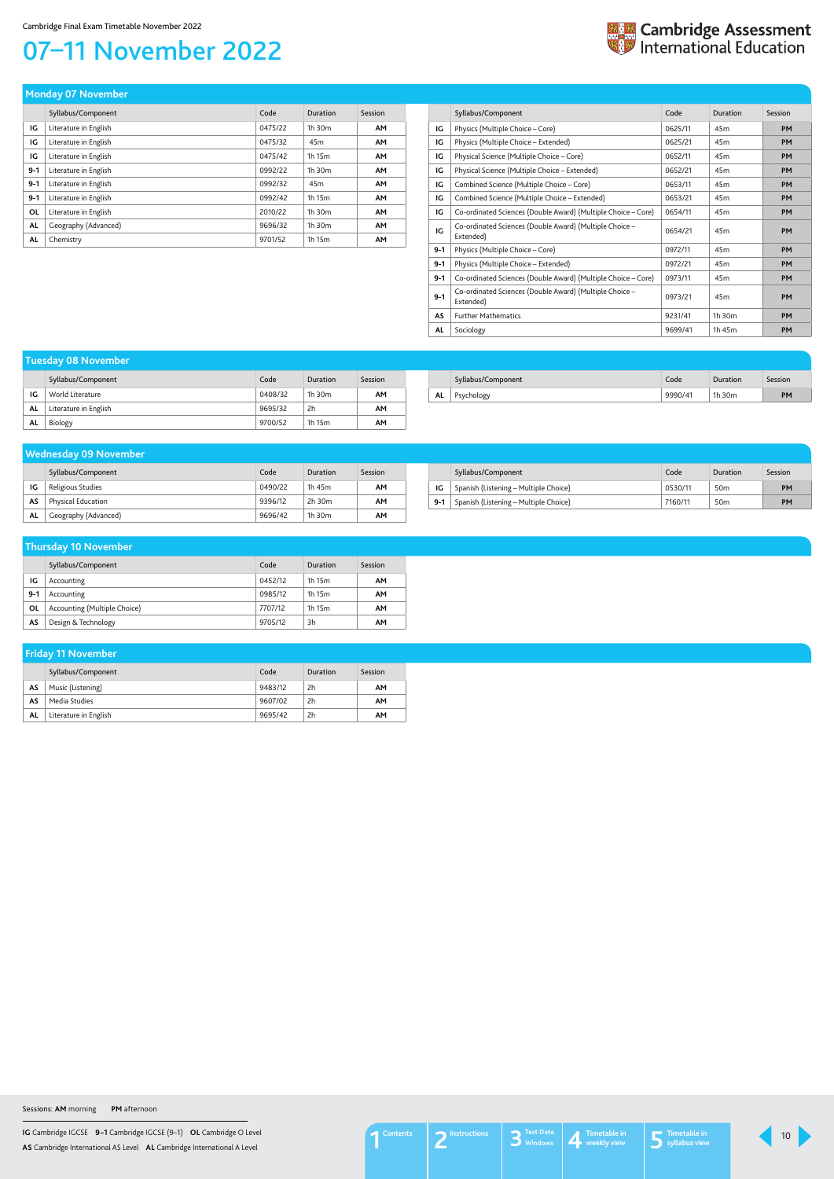# 07–11 November 2022

## Monday 07 November

| | Syllabus/Component | Code | Duration | Session |
|---|---|---|---|---|
| IG | Literature in English | 0475/22 | 1h 30m | AM |
| IG | Literature in English | 0475/32 | 45m | AM |
| IG | Literature in English | 0475/42 | 1h 15m | AM |
| 9-1 | Literature in English | 0992/22 | 1h 30m | AM |
| 9-1 | Literature in English | 0992/32 | 45m | AM |
| 9-1 | Literature in English | 0992/42 | 1h 15m | AM |
| OL | Literature in English | 2010/22 | 1h 30m | AM |
| AL | Geography (Advanced) | 9696/32 | 1h 30m | AM |
| AL | Chemistry | 9701/52 | 1h 15m | AM |

| | Syllabus/Component | Code | Duration | Session |
|---|---|---|---|---|
| IG | Physics (Multiple Choice – Core) | 0625/11 | 45m | PM |
| IG | Physics (Multiple Choice – Extended) | 0625/21 | 45m | PM |
| IG | Physical Science (Multiple Choice – Core) | 0652/11 | 45m | PM |
| IG | Physical Science (Multiple Choice – Extended) | 0652/21 | 45m | PM |
| IG | Combined Science (Multiple Choice – Core) | 0653/11 | 45m | PM |
| IG | Combined Science (Multiple Choice – Extended) | 0653/21 | 45m | PM |
| IG | Co-ordinated Sciences (Double Award) (Multiple Choice – Core) | 0654/11 | 45m | PM |
| IG | Co-ordinated Sciences (Double Award) (Multiple Choice – Extended) | 0654/21 | 45m | PM |
| 9-1 | Physics (Multiple Choice – Core) | 0972/11 | 45m | PM |
| 9-1 | Physics (Multiple Choice – Extended) | 0972/21 | 45m | PM |
| 9-1 | Co-ordinated Sciences (Double Award) (Multiple Choice – Core) | 0973/11 | 45m | PM |
| 9-1 | Co-ordinated Sciences (Double Award) (Multiple Choice – Extended) | 0973/21 | 45m | PM |
| AS | Further Mathematics | 9231/41 | 1h 30m | PM |
| AL | Sociology | 9699/41 | 1h 45m | PM |

## Tuesday 08 November

| | Syllabus/Component | Code | Duration | Session |
|---|---|---|---|---|
| IG | World Literature | 0408/32 | 1h 30m | AM |
| AL | Literature in English | 9695/32 | 2h | AM |
| AL | Biology | 9700/52 | 1h 15m | AM |

| | Syllabus/Component | Code | Duration | Session |
|---|---|---|---|---|
| AL | Psychology | 9990/41 | 1h 30m | PM |

## Wednesday 09 November

| | Syllabus/Component | Code | Duration | Session |
|---|---|---|---|---|
| IG | Religious Studies | 0490/22 | 1h 45m | AM |
| AS | Physical Education | 9396/12 | 2h 30m | AM |
| AL | Geography (Advanced) | 9696/42 | 1h 30m | AM |

| | Syllabus/Component | Code | Duration | Session |
|---|---|---|---|---|
| IG | Spanish (Listening – Multiple Choice) | 0530/11 | 50m | PM |
| 9-1 | Spanish (Listening – Multiple Choice) | 7160/11 | 50m | PM |

## Thursday 10 November

| | Syllabus/Component | Code | Duration | Session |
|---|---|---|---|---|
| IG | Accounting | 0452/12 | 1h 15m | AM |
| 9-1 | Accounting | 0985/12 | 1h 15m | AM |
| OL | Accounting (Multiple Choice) | 7707/12 | 1h 15m | AM |
| AS | Design & Technology | 9705/12 | 3h | AM |

## Friday 11 November

| | Syllabus/Component | Code | Duration | Session |
|---|---|---|---|---|
| AS | Music (Listening) | 9483/12 | 2h | AM |
| AS | Media Studies | 9607/02 | 2h | AM |
| AL | Literature in English | 9695/42 | 2h | AM |

Sessions: **AM** morning **PM** afternoon

**IG** Cambridge IGCSE **9–1** Cambridge IGCSE (9–1) **OL** Cambridge O Level
**AS** Cambridge International AS Level **AL** Cambridge International A Level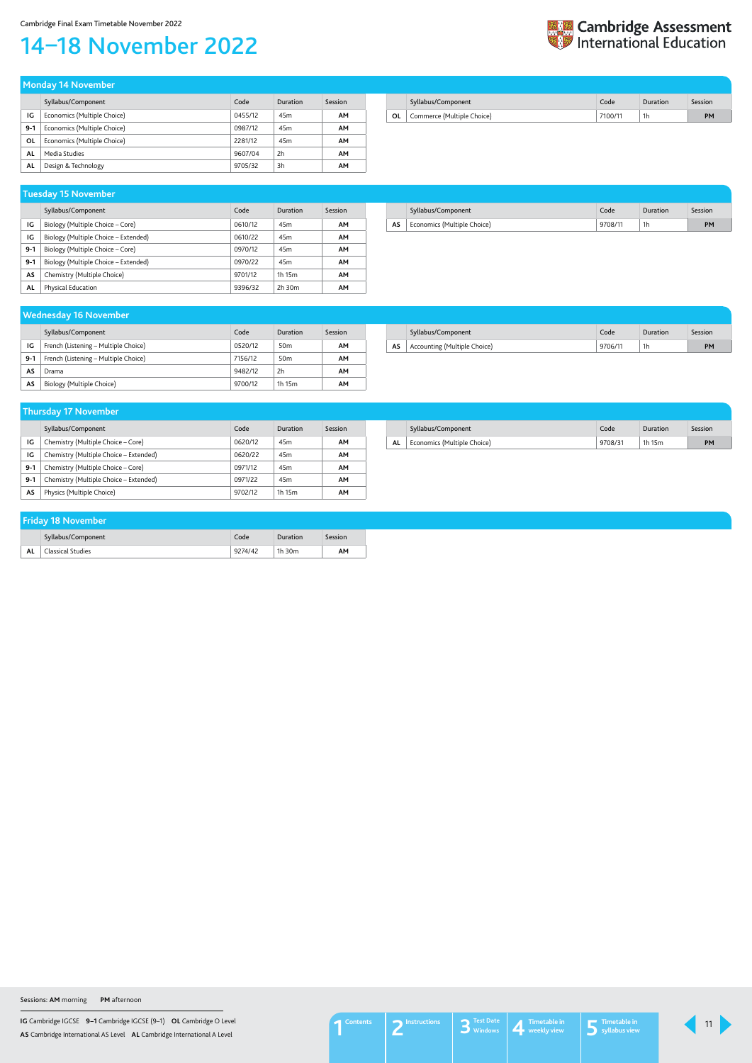# 14–18 November 2022

## Monday 14 November

| | Syllabus/Component | Code | Duration | Session |
|---|---|---|---|---|
| IG | Economics (Multiple Choice) | 0455/12 | 45m | AM |
| 9-1 | Economics (Multiple Choice) | 0987/12 | 45m | AM |
| OL | Economics (Multiple Choice) | 2281/12 | 45m | AM |
| AL | Media Studies | 9607/04 | 2h | AM |
| AL | Design & Technology | 9705/32 | 3h | AM |
| OL | Commerce (Multiple Choice) | 7100/11 | 1h | PM |

## Tuesday 15 November

| | Syllabus/Component | Code | Duration | Session |
|---|---|---|---|---|
| IG | Biology (Multiple Choice – Core) | 0610/12 | 45m | AM |
| IG | Biology (Multiple Choice – Extended) | 0610/22 | 45m | AM |
| 9-1 | Biology (Multiple Choice – Core) | 0970/12 | 45m | AM |
| 9-1 | Biology (Multiple Choice – Extended) | 0970/22 | 45m | AM |
| AS | Chemistry (Multiple Choice) | 9701/12 | 1h 15m | AM |
| AL | Physical Education | 9396/32 | 2h 30m | AM |
| AS | Economics (Multiple Choice) | 9708/11 | 1h | PM |

## Wednesday 16 November

| | Syllabus/Component | Code | Duration | Session |
|---|---|---|---|---|
| IG | French (Listening – Multiple Choice) | 0520/12 | 50m | AM |
| 9-1 | French (Listening – Multiple Choice) | 7156/12 | 50m | AM |
| AS | Drama | 9482/12 | 2h | AM |
| AS | Biology (Multiple Choice) | 9700/12 | 1h 15m | AM |
| AS | Accounting (Multiple Choice) | 9706/11 | 1h | PM |

## Thursday 17 November

| | Syllabus/Component | Code | Duration | Session |
|---|---|---|---|---|
| IG | Chemistry (Multiple Choice – Core) | 0620/12 | 45m | AM |
| IG | Chemistry (Multiple Choice – Extended) | 0620/22 | 45m | AM |
| 9-1 | Chemistry (Multiple Choice – Core) | 0971/12 | 45m | AM |
| 9-1 | Chemistry (Multiple Choice – Extended) | 0971/22 | 45m | AM |
| AS | Physics (Multiple Choice) | 9702/12 | 1h 15m | AM |
| AL | Economics (Multiple Choice) | 9708/31 | 1h 15m | PM |

## Friday 18 November

| | Syllabus/Component | Code | Duration | Session |
|---|---|---|---|---|
| AL | Classical Studies | 9274/42 | 1h 30m | AM |

Sessions: **AM** morning **PM** afternoon

**IG** Cambridge IGCSE **9–1** Cambridge IGCSE (9–1) **OL** Cambridge O Level
**AS** Cambridge International AS Level **AL** Cambridge International A Level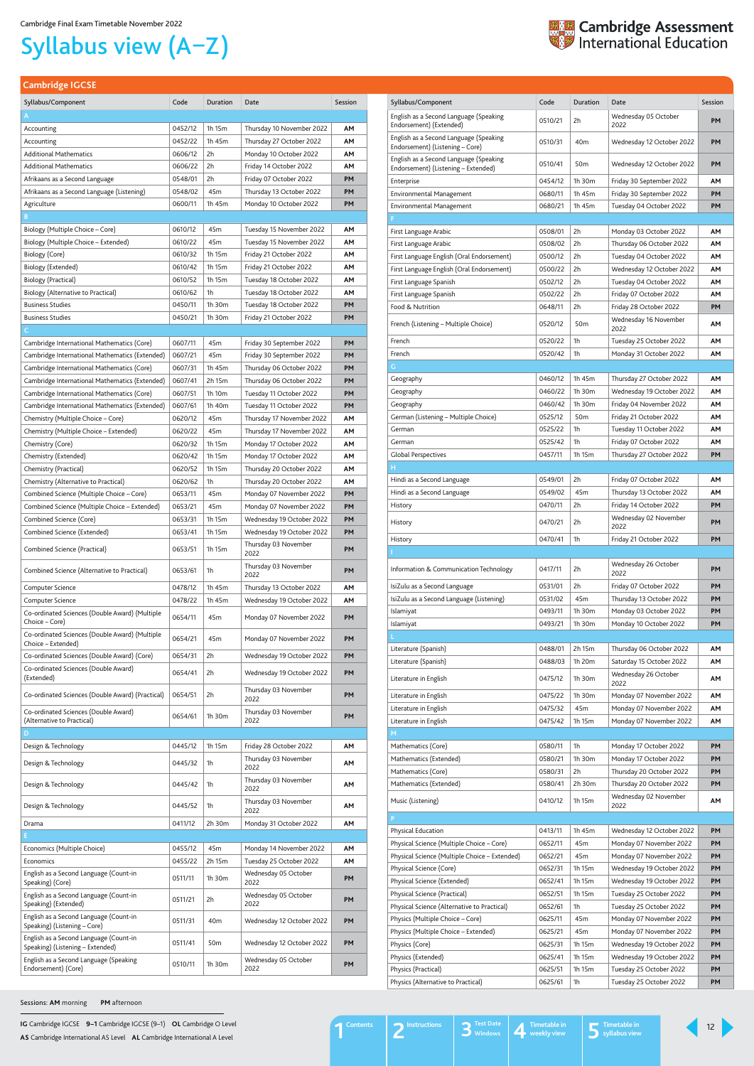Cambridge Final Exam Timetable November 2022

# Syllabus view (A–Z)

## Cambridge IGCSE

| Syllabus/Component | Code | Duration | Date | Session |
|---|---|---|---|---|
| **A** | | | | |
| Accounting | 0452/12 | 1h 15m | Thursday 10 November 2022 | AM |
| Accounting | 0452/22 | 1h 45m | Thursday 27 October 2022 | AM |
| Additional Mathematics | 0606/12 | 2h | Monday 10 October 2022 | AM |
| Additional Mathematics | 0606/22 | 2h | Friday 14 October 2022 | AM |
| Afrikaans as a Second Language | 0548/01 | 2h | Friday 07 October 2022 | PM |
| Afrikaans as a Second Language (Listening) | 0548/02 | 45m | Thursday 13 October 2022 | PM |
| Agriculture | 0600/11 | 1h 45m | Monday 10 October 2022 | PM |
| **B** | | | | |
| Biology (Multiple Choice – Core) | 0610/12 | 45m | Tuesday 15 November 2022 | AM |
| Biology (Multiple Choice – Extended) | 0610/22 | 45m | Tuesday 15 November 2022 | AM |
| Biology (Core) | 0610/32 | 1h 15m | Friday 21 October 2022 | AM |
| Biology (Extended) | 0610/42 | 1h 15m | Friday 21 October 2022 | AM |
| Biology (Practical) | 0610/52 | 1h 15m | Tuesday 18 October 2022 | AM |
| Biology (Alternative to Practical) | 0610/62 | 1h | Tuesday 18 October 2022 | AM |
| Business Studies | 0450/11 | 1h 30m | Tuesday 18 October 2022 | PM |
| Business Studies | 0450/21 | 1h 30m | Friday 21 October 2022 | PM |
| **C** | | | | |
| Cambridge International Mathematics (Core) | 0607/11 | 45m | Friday 30 September 2022 | PM |
| Cambridge International Mathematics (Extended) | 0607/21 | 45m | Friday 30 September 2022 | PM |
| Cambridge International Mathematics (Core) | 0607/31 | 1h 45m | Thursday 06 October 2022 | PM |
| Cambridge International Mathematics (Extended) | 0607/41 | 2h 15m | Thursday 06 October 2022 | PM |
| Cambridge International Mathematics (Core) | 0607/51 | 1h 10m | Tuesday 11 October 2022 | PM |
| Cambridge International Mathematics (Extended) | 0607/61 | 1h 40m | Tuesday 11 October 2022 | PM |
| Chemistry (Multiple Choice – Core) | 0620/12 | 45m | Thursday 17 November 2022 | AM |
| Chemistry (Multiple Choice – Extended) | 0620/22 | 45m | Thursday 17 November 2022 | AM |
| Chemistry (Core) | 0620/32 | 1h 15m | Monday 17 October 2022 | AM |
| Chemistry (Extended) | 0620/42 | 1h 15m | Monday 17 October 2022 | AM |
| Chemistry (Practical) | 0620/52 | 1h 15m | Thursday 20 October 2022 | AM |
| Chemistry (Alternative to Practical) | 0620/62 | 1h | Thursday 20 October 2022 | AM |
| Combined Science (Multiple Choice – Core) | 0653/11 | 45m | Monday 07 November 2022 | PM |
| Combined Science (Multiple Choice – Extended) | 0653/21 | 45m | Monday 07 November 2022 | PM |
| Combined Science (Core) | 0653/31 | 1h 15m | Wednesday 19 October 2022 | PM |
| Combined Science (Extended) | 0653/41 | 1h 15m | Wednesday 19 October 2022 | PM |
| Combined Science (Practical) | 0653/51 | 1h 15m | Thursday 03 November 2022 | PM |
| Combined Science (Alternative to Practical) | 0653/61 | 1h | Thursday 03 November 2022 | PM |
| Computer Science | 0478/12 | 1h 45m | Thursday 13 October 2022 | AM |
| Computer Science | 0478/22 | 1h 45m | Wednesday 19 October 2022 | AM |
| Co-ordinated Sciences (Double Award) (Multiple Choice – Core) | 0654/11 | 45m | Monday 07 November 2022 | PM |
| Co-ordinated Sciences (Double Award) (Multiple Choice – Extended) | 0654/21 | 45m | Monday 07 November 2022 | PM |
| Co-ordinated Sciences (Double Award) (Core) | 0654/31 | 2h | Wednesday 19 October 2022 | PM |
| Co-ordinated Sciences (Double Award) (Extended) | 0654/41 | 2h | Wednesday 19 October 2022 | PM |
| Co-ordinated Sciences (Double Award) (Practical) | 0654/51 | 2h | Thursday 03 November 2022 | PM |
| Co-ordinated Sciences (Double Award) (Alternative to Practical) | 0654/61 | 1h 30m | Thursday 03 November 2022 | PM |
| **D** | | | | |
| Design & Technology | 0445/12 | 1h 15m | Friday 28 October 2022 | AM |
| Design & Technology | 0445/32 | 1h | Thursday 03 November 2022 | AM |
| Design & Technology | 0445/42 | 1h | Thursday 03 November 2022 | AM |
| Design & Technology | 0445/52 | 1h | Thursday 03 November 2022 | AM |
| Drama | 0411/12 | 2h 30m | Monday 31 October 2022 | AM |
| **E** | | | | |
| Economics (Multiple Choice) | 0455/12 | 45m | Monday 14 November 2022 | AM |
| Economics | 0455/22 | 2h 15m | Tuesday 25 October 2022 | AM |
| English as a Second Language (Count-in Speaking) (Core) | 0511/11 | 1h 30m | Wednesday 05 October 2022 | PM |
| English as a Second Language (Count-in Speaking) (Extended) | 0511/21 | 2h | Wednesday 05 October 2022 | PM |
| English as a Second Language (Count-in Speaking) (Listening – Core) | 0511/31 | 40m | Wednesday 12 October 2022 | PM |
| English as a Second Language (Count-in Speaking) (Listening – Extended) | 0511/41 | 50m | Wednesday 12 October 2022 | PM |
| English as a Second Language (Speaking Endorsement) (Core) | 0510/11 | 1h 30m | Wednesday 05 October 2022 | PM |
| English as a Second Language (Speaking Endorsement) (Extended) | 0510/21 | 2h | Wednesday 05 October 2022 | PM |
| English as a Second Language (Speaking Endorsement) (Listening – Core) | 0510/31 | 40m | Wednesday 12 October 2022 | PM |
| English as a Second Language (Speaking Endorsement) (Listening – Extended) | 0510/41 | 50m | Wednesday 12 October 2022 | PM |
| Enterprise | 0454/12 | 1h 30m | Friday 30 September 2022 | AM |
| Environmental Management | 0680/11 | 1h 45m | Friday 30 September 2022 | PM |
| Environmental Management | 0680/21 | 1h 45m | Tuesday 04 October 2022 | PM |
| **F** | | | | |
| First Language Arabic | 0508/01 | 2h | Monday 03 October 2022 | AM |
| First Language Arabic | 0508/02 | 2h | Thursday 06 October 2022 | AM |
| First Language English (Oral Endorsement) | 0500/12 | 2h | Tuesday 04 October 2022 | AM |
| First Language English (Oral Endorsement) | 0500/22 | 2h | Wednesday 12 October 2022 | AM |
| First Language Spanish | 0502/12 | 2h | Tuesday 04 October 2022 | AM |
| First Language Spanish | 0502/22 | 2h | Friday 07 October 2022 | AM |
| Food & Nutrition | 0648/11 | 2h | Friday 28 October 2022 | PM |
| French (Listening – Multiple Choice) | 0520/12 | 50m | Wednesday 16 November 2022 | AM |
| French | 0520/22 | 1h | Tuesday 25 October 2022 | AM |
| French | 0520/42 | 1h | Monday 31 October 2022 | AM |
| **G** | | | | |
| Geography | 0460/12 | 1h 45m | Thursday 27 October 2022 | AM |
| Geography | 0460/22 | 1h 30m | Wednesday 19 October 2022 | AM |
| Geography | 0460/42 | 1h 30m | Friday 04 November 2022 | AM |
| German (Listening – Multiple Choice) | 0525/12 | 50m | Friday 21 October 2022 | AM |
| German | 0525/22 | 1h | Tuesday 11 October 2022 | AM |
| German | 0525/42 | 1h | Friday 07 October 2022 | AM |
| Global Perspectives | 0457/11 | 1h 15m | Thursday 27 October 2022 | PM |
| **H** | | | | |
| Hindi as a Second Language | 0549/01 | 2h | Friday 07 October 2022 | AM |
| Hindi as a Second Language | 0549/02 | 45m | Thursday 13 October 2022 | AM |
| History | 0470/11 | 2h | Friday 14 October 2022 | PM |
| History | 0470/21 | 2h | Wednesday 02 November 2022 | PM |
| History | 0470/41 | 1h | Friday 21 October 2022 | PM |
| **I** | | | | |
| Information & Communication Technology | 0417/11 | 2h | Wednesday 26 October 2022 | PM |
| IsiZulu as a Second Language | 0531/01 | 2h | Friday 07 October 2022 | PM |
| IsiZulu as a Second Language (Listening) | 0531/02 | 45m | Thursday 13 October 2022 | PM |
| Islamiyat | 0493/11 | 1h 30m | Monday 03 October 2022 | PM |
| Islamiyat | 0493/21 | 1h 30m | Monday 10 October 2022 | PM |
| **L** | | | | |
| Literature (Spanish) | 0488/01 | 2h 15m | Thursday 06 October 2022 | AM |
| Literature (Spanish) | 0488/03 | 1h 20m | Saturday 15 October 2022 | AM |
| Literature in English | 0475/12 | 1h 30m | Wednesday 26 October 2022 | AM |
| Literature in English | 0475/22 | 1h 30m | Monday 07 November 2022 | AM |
| Literature in English | 0475/32 | 45m | Monday 07 November 2022 | AM |
| Literature in English | 0475/42 | 1h 15m | Monday 07 November 2022 | AM |
| **M** | | | | |
| Mathematics (Core) | 0580/11 | 1h | Monday 17 October 2022 | PM |
| Mathematics (Extended) | 0580/21 | 1h 30m | Monday 17 October 2022 | PM |
| Mathematics (Core) | 0580/31 | 2h | Thursday 20 October 2022 | PM |
| Mathematics (Extended) | 0580/41 | 2h 30m | Thursday 20 October 2022 | PM |
| Music (Listening) | 0410/12 | 1h 15m | Wednesday 02 November 2022 | AM |
| **P** | | | | |
| Physical Education | 0413/11 | 1h 45m | Wednesday 12 October 2022 | PM |
| Physical Science (Multiple Choice – Core) | 0652/11 | 45m | Monday 07 November 2022 | PM |
| Physical Science (Multiple Choice – Extended) | 0652/21 | 45m | Monday 07 November 2022 | PM |
| Physical Science (Core) | 0652/31 | 1h 15m | Wednesday 19 October 2022 | PM |
| Physical Science (Extended) | 0652/41 | 1h 15m | Wednesday 19 October 2022 | PM |
| Physical Science (Practical) | 0652/51 | 1h 15m | Tuesday 25 October 2022 | PM |
| Physical Science (Alternative to Practical) | 0652/61 | 1h | Tuesday 25 October 2022 | PM |
| Physics (Multiple Choice – Core) | 0625/11 | 45m | Monday 07 November 2022 | PM |
| Physics (Multiple Choice – Extended) | 0625/21 | 45m | Monday 07 November 2022 | PM |
| Physics (Core) | 0625/31 | 1h 15m | Wednesday 19 October 2022 | PM |
| Physics (Extended) | 0625/41 | 1h 15m | Wednesday 19 October 2022 | PM |
| Physics (Practical) | 0625/51 | 1h 15m | Tuesday 25 October 2022 | PM |
| Physics (Alternative to Practical) | 0625/61 | 1h | Tuesday 25 October 2022 | PM |

Sessions: **AM** morning **PM** afternoon

**IG** Cambridge IGCSE **9–1** Cambridge IGCSE (9–1) **OL** Cambridge O Level
**AS** Cambridge International AS Level **AL** Cambridge International A Level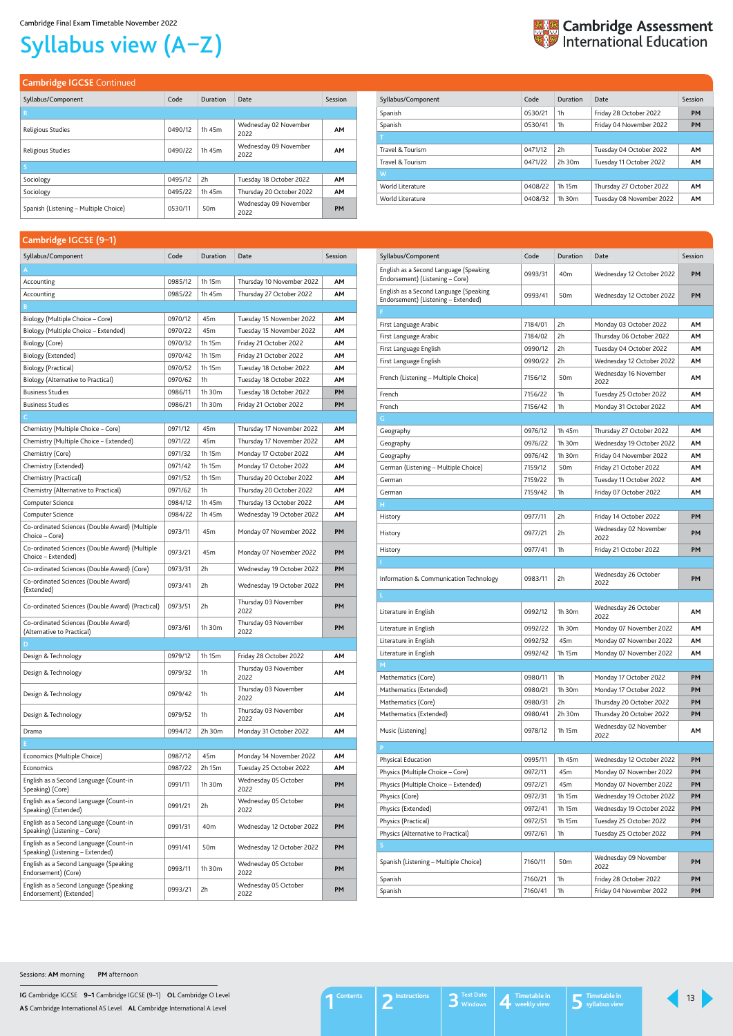Cambridge Final Exam Timetable November 2022

# Syllabus view (A–Z)

## Cambridge IGCSE Continued

| Syllabus/Component | Code | Duration | Date | Session |
|---|---|---|---|---|
| **R** | | | | |
| Religious Studies | 0490/12 | 1h 45m | Wednesday 02 November 2022 | AM |
| Religious Studies | 0490/22 | 1h 45m | Wednesday 09 November 2022 | AM |
| **S** | | | | |
| Sociology | 0495/12 | 2h | Tuesday 18 October 2022 | AM |
| Sociology | 0495/22 | 1h 45m | Thursday 20 October 2022 | AM |
| Spanish (Listening – Multiple Choice) | 0530/11 | 50m | Wednesday 09 November 2022 | PM |
| Spanish | 0530/21 | 1h | Friday 28 October 2022 | PM |
| Spanish | 0530/41 | 1h | Friday 04 November 2022 | PM |
| **T** | | | | |
| Travel & Tourism | 0471/12 | 2h | Tuesday 04 October 2022 | AM |
| Travel & Tourism | 0471/22 | 2h 30m | Tuesday 11 October 2022 | AM |
| **W** | | | | |
| World Literature | 0408/22 | 1h 15m | Thursday 27 October 2022 | AM |
| World Literature | 0408/32 | 1h 30m | Tuesday 08 November 2022 | AM |

## Cambridge IGCSE (9–1)

| Syllabus/Component | Code | Duration | Date | Session |
|---|---|---|---|---|
| **A** | | | | |
| Accounting | 0985/12 | 1h 15m | Thursday 10 November 2022 | AM |
| Accounting | 0985/22 | 1h 45m | Thursday 27 October 2022 | AM |
| **B** | | | | |
| Biology (Multiple Choice – Core) | 0970/12 | 45m | Tuesday 15 November 2022 | AM |
| Biology (Multiple Choice – Extended) | 0970/22 | 45m | Tuesday 15 November 2022 | AM |
| Biology (Core) | 0970/32 | 1h 15m | Friday 21 October 2022 | AM |
| Biology (Extended) | 0970/42 | 1h 15m | Friday 21 October 2022 | AM |
| Biology (Practical) | 0970/52 | 1h 15m | Tuesday 18 October 2022 | AM |
| Biology (Alternative to Practical) | 0970/62 | 1h | Tuesday 18 October 2022 | AM |
| Business Studies | 0986/11 | 1h 30m | Tuesday 18 October 2022 | PM |
| Business Studies | 0986/21 | 1h 30m | Friday 21 October 2022 | PM |
| **C** | | | | |
| Chemistry (Multiple Choice – Core) | 0971/12 | 45m | Thursday 17 November 2022 | AM |
| Chemistry (Multiple Choice – Extended) | 0971/22 | 45m | Thursday 17 November 2022 | AM |
| Chemistry (Core) | 0971/32 | 1h 15m | Monday 17 October 2022 | AM |
| Chemistry (Extended) | 0971/42 | 1h 15m | Monday 17 October 2022 | AM |
| Chemistry (Practical) | 0971/52 | 1h 15m | Thursday 20 October 2022 | AM |
| Chemistry (Alternative to Practical) | 0971/62 | 1h | Thursday 20 October 2022 | AM |
| Computer Science | 0984/12 | 1h 45m | Thursday 13 October 2022 | AM |
| Computer Science | 0984/22 | 1h 45m | Wednesday 19 October 2022 | AM |
| Co-ordinated Sciences (Double Award) (Multiple Choice – Core) | 0973/11 | 45m | Monday 07 November 2022 | PM |
| Co-ordinated Sciences (Double Award) (Multiple Choice – Extended) | 0973/21 | 45m | Monday 07 November 2022 | PM |
| Co-ordinated Sciences (Double Award) (Core) | 0973/31 | 2h | Wednesday 19 October 2022 | PM |
| Co-ordinated Sciences (Double Award) (Extended) | 0973/41 | 2h | Wednesday 19 October 2022 | PM |
| Co-ordinated Sciences (Double Award) (Practical) | 0973/51 | 2h | Thursday 03 November 2022 | PM |
| Co-ordinated Sciences (Double Award) (Alternative to Practical) | 0973/61 | 1h 30m | Thursday 03 November 2022 | PM |
| **D** | | | | |
| Design & Technology | 0979/12 | 1h 15m | Friday 28 October 2022 | AM |
| Design & Technology | 0979/32 | 1h | Thursday 03 November 2022 | AM |
| Design & Technology | 0979/42 | 1h | Thursday 03 November 2022 | AM |
| Design & Technology | 0979/52 | 1h | Thursday 03 November 2022 | AM |
| Drama | 0994/12 | 2h 30m | Monday 31 October 2022 | AM |
| **E** | | | | |
| Economics (Multiple Choice) | 0987/12 | 45m | Monday 14 November 2022 | AM |
| Economics | 0987/22 | 2h 15m | Tuesday 25 October 2022 | AM |
| English as a Second Language (Count-in Speaking) (Core) | 0991/11 | 1h 30m | Wednesday 05 October 2022 | PM |
| English as a Second Language (Count-in Speaking) (Extended) | 0991/21 | 2h | Wednesday 05 October 2022 | PM |
| English as a Second Language (Count-in Speaking) (Listening – Core) | 0991/31 | 40m | Wednesday 12 October 2022 | PM |
| English as a Second Language (Count-in Speaking) (Listening – Extended) | 0991/41 | 50m | Wednesday 12 October 2022 | PM |
| English as a Second Language (Speaking Endorsement) (Core) | 0993/11 | 1h 30m | Wednesday 05 October 2022 | PM |
| English as a Second Language (Speaking Endorsement) (Extended) | 0993/21 | 2h | Wednesday 05 October 2022 | PM |
| English as a Second Language (Speaking Endorsement) (Listening – Core) | 0993/31 | 40m | Wednesday 12 October 2022 | PM |
| English as a Second Language (Speaking Endorsement) (Listening – Extended) | 0993/41 | 50m | Wednesday 12 October 2022 | PM |
| **F** | | | | |
| First Language Arabic | 7184/01 | 2h | Monday 03 October 2022 | AM |
| First Language Arabic | 7184/02 | 2h | Thursday 06 October 2022 | AM |
| First Language English | 0990/12 | 2h | Tuesday 04 October 2022 | AM |
| First Language English | 0990/22 | 2h | Wednesday 12 October 2022 | AM |
| French (Listening – Multiple Choice) | 7156/12 | 50m | Wednesday 16 November 2022 | AM |
| French | 7156/22 | 1h | Tuesday 25 October 2022 | AM |
| French | 7156/42 | 1h | Monday 31 October 2022 | AM |
| **G** | | | | |
| Geography | 0976/12 | 1h 45m | Thursday 27 October 2022 | AM |
| Geography | 0976/22 | 1h 30m | Wednesday 19 October 2022 | AM |
| Geography | 0976/42 | 1h 30m | Friday 04 November 2022 | AM |
| German (Listening – Multiple Choice) | 7159/12 | 50m | Friday 21 October 2022 | AM |
| German | 7159/22 | 1h | Tuesday 11 October 2022 | AM |
| German | 7159/42 | 1h | Friday 07 October 2022 | AM |
| **H** | | | | |
| History | 0977/11 | 2h | Friday 14 October 2022 | PM |
| History | 0977/21 | 2h | Wednesday 02 November 2022 | PM |
| History | 0977/41 | 1h | Friday 21 October 2022 | PM |
| **I** | | | | |
| Information & Communication Technology | 0983/11 | 2h | Wednesday 26 October 2022 | PM |
| **L** | | | | |
| Literature in English | 0992/12 | 1h 30m | Wednesday 26 October 2022 | AM |
| Literature in English | 0992/22 | 1h 30m | Monday 07 November 2022 | AM |
| Literature in English | 0992/32 | 45m | Monday 07 November 2022 | AM |
| Literature in English | 0992/42 | 1h 15m | Monday 07 November 2022 | AM |
| **M** | | | | |
| Mathematics (Core) | 0980/11 | 1h | Monday 17 October 2022 | PM |
| Mathematics (Extended) | 0980/21 | 1h 30m | Monday 17 October 2022 | PM |
| Mathematics (Core) | 0980/31 | 2h | Thursday 20 October 2022 | PM |
| Mathematics (Extended) | 0980/41 | 2h 30m | Thursday 20 October 2022 | PM |
| Music (Listening) | 0978/12 | 1h 15m | Wednesday 02 November 2022 | AM |
| **P** | | | | |
| Physical Education | 0995/11 | 1h 45m | Wednesday 12 October 2022 | PM |
| Physics (Multiple Choice – Core) | 0972/11 | 45m | Monday 07 November 2022 | PM |
| Physics (Multiple Choice – Extended) | 0972/21 | 45m | Monday 07 November 2022 | PM |
| Physics (Core) | 0972/31 | 1h 15m | Wednesday 19 October 2022 | PM |
| Physics (Extended) | 0972/41 | 1h 15m | Wednesday 19 October 2022 | PM |
| Physics (Practical) | 0972/51 | 1h 15m | Tuesday 25 October 2022 | PM |
| Physics (Alternative to Practical) | 0972/61 | 1h | Tuesday 25 October 2022 | PM |
| **S** | | | | |
| Spanish (Listening – Multiple Choice) | 7160/11 | 50m | Wednesday 09 November 2022 | PM |
| Spanish | 7160/21 | 1h | Friday 28 October 2022 | PM |
| Spanish | 7160/41 | 1h | Friday 04 November 2022 | PM |

Sessions: **AM** morning **PM** afternoon

**IG** Cambridge IGCSE **9–1** Cambridge IGCSE (9–1) **OL** Cambridge O Level
**AS** Cambridge International AS Level **AL** Cambridge International A Level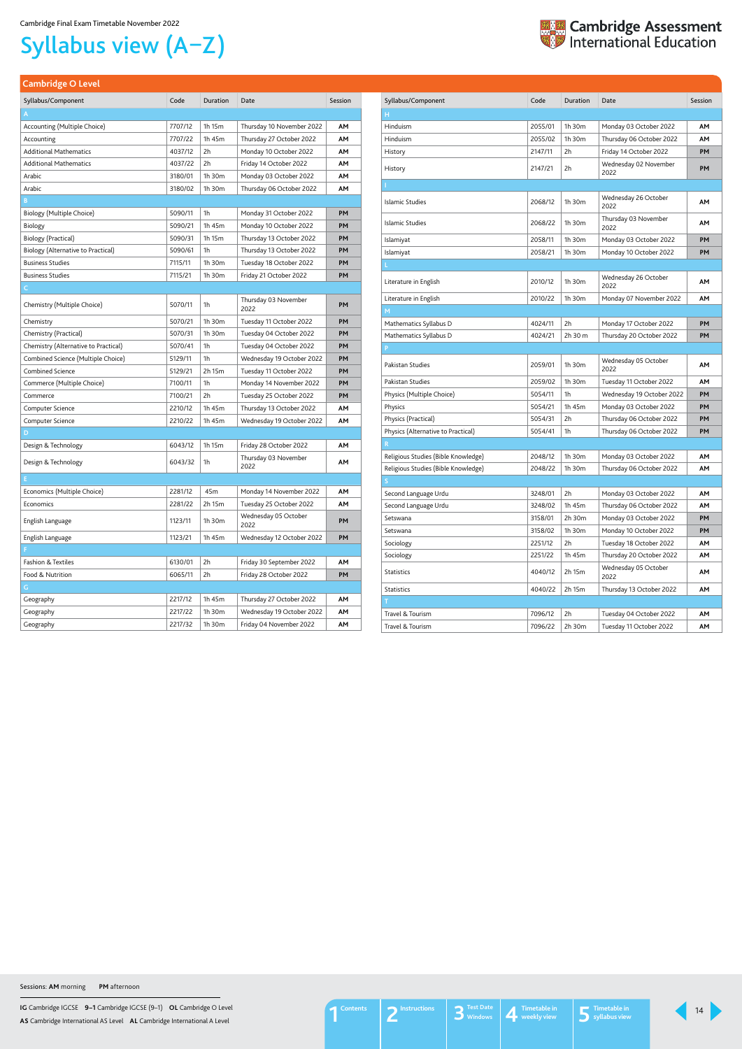Cambridge Final Exam Timetable November 2022

# Syllabus view (A–Z)

## Cambridge O Level

| Syllabus/Component | Code | Duration | Date | Session |
|---|---|---|---|---|
| **A** | | | | |
| Accounting (Multiple Choice) | 7707/12 | 1h 15m | Thursday 10 November 2022 | AM |
| Accounting | 7707/22 | 1h 45m | Thursday 27 October 2022 | AM |
| Additional Mathematics | 4037/12 | 2h | Monday 10 October 2022 | AM |
| Additional Mathematics | 4037/22 | 2h | Friday 14 October 2022 | AM |
| Arabic | 3180/01 | 1h 30m | Monday 03 October 2022 | AM |
| Arabic | 3180/02 | 1h 30m | Thursday 06 October 2022 | AM |
| **B** | | | | |
| Biology (Multiple Choice) | 5090/11 | 1h | Monday 31 October 2022 | PM |
| Biology | 5090/21 | 1h 45m | Monday 10 October 2022 | PM |
| Biology (Practical) | 5090/31 | 1h 15m | Thursday 13 October 2022 | PM |
| Biology (Alternative to Practical) | 5090/61 | 1h | Thursday 13 October 2022 | PM |
| Business Studies | 7115/11 | 1h 30m | Tuesday 18 October 2022 | PM |
| Business Studies | 7115/21 | 1h 30m | Friday 21 October 2022 | PM |
| **C** | | | | |
| Chemistry (Multiple Choice) | 5070/11 | 1h | Thursday 03 November 2022 | PM |
| Chemistry | 5070/21 | 1h 30m | Tuesday 11 October 2022 | PM |
| Chemistry (Practical) | 5070/31 | 1h 30m | Tuesday 04 October 2022 | PM |
| Chemistry (Alternative to Practical) | 5070/41 | 1h | Tuesday 04 October 2022 | PM |
| Combined Science (Multiple Choice) | 5129/11 | 1h | Wednesday 19 October 2022 | PM |
| Combined Science | 5129/21 | 2h 15m | Tuesday 11 October 2022 | PM |
| Commerce (Multiple Choice) | 7100/11 | 1h | Monday 14 November 2022 | PM |
| Commerce | 7100/21 | 2h | Tuesday 25 October 2022 | PM |
| Computer Science | 2210/12 | 1h 45m | Thursday 13 October 2022 | AM |
| Computer Science | 2210/22 | 1h 45m | Wednesday 19 October 2022 | AM |
| **D** | | | | |
| Design & Technology | 6043/12 | 1h 15m | Friday 28 October 2022 | AM |
| Design & Technology | 6043/32 | 1h | Thursday 03 November 2022 | AM |
| **E** | | | | |
| Economics (Multiple Choice) | 2281/12 | 45m | Monday 14 November 2022 | AM |
| Economics | 2281/22 | 2h 15m | Tuesday 25 October 2022 | AM |
| English Language | 1123/11 | 1h 30m | Wednesday 05 October 2022 | PM |
| English Language | 1123/21 | 1h 45m | Wednesday 12 October 2022 | PM |
| **F** | | | | |
| Fashion & Textiles | 6130/01 | 2h | Friday 30 September 2022 | AM |
| Food & Nutrition | 6065/11 | 2h | Friday 28 October 2022 | PM |
| **G** | | | | |
| Geography | 2217/12 | 1h 45m | Thursday 27 October 2022 | AM |
| Geography | 2217/22 | 1h 30m | Wednesday 19 October 2022 | AM |
| Geography | 2217/32 | 1h 30m | Friday 04 November 2022 | AM |
| **H** | | | | |
| Hinduism | 2055/01 | 1h 30m | Monday 03 October 2022 | AM |
| Hinduism | 2055/02 | 1h 30m | Thursday 06 October 2022 | AM |
| History | 2147/11 | 2h | Friday 14 October 2022 | PM |
| History | 2147/21 | 2h | Wednesday 02 November 2022 | PM |
| **I** | | | | |
| Islamic Studies | 2068/12 | 1h 30m | Wednesday 26 October 2022 | AM |
| Islamic Studies | 2068/22 | 1h 30m | Thursday 03 November 2022 | AM |
| Islamiyat | 2058/11 | 1h 30m | Monday 03 October 2022 | PM |
| Islamiyat | 2058/21 | 1h 30m | Monday 10 October 2022 | PM |
| **L** | | | | |
| Literature in English | 2010/12 | 1h 30m | Wednesday 26 October 2022 | AM |
| Literature in English | 2010/22 | 1h 30m | Monday 07 November 2022 | AM |
| **M** | | | | |
| Mathematics Syllabus D | 4024/11 | 2h | Monday 17 October 2022 | PM |
| Mathematics Syllabus D | 4024/21 | 2h 30 m | Thursday 20 October 2022 | PM |
| **P** | | | | |
| Pakistan Studies | 2059/01 | 1h 30m | Wednesday 05 October 2022 | AM |
| Pakistan Studies | 2059/02 | 1h 30m | Tuesday 11 October 2022 | AM |
| Physics (Multiple Choice) | 5054/11 | 1h | Wednesday 19 October 2022 | PM |
| Physics | 5054/21 | 1h 45m | Monday 03 October 2022 | PM |
| Physics (Practical) | 5054/31 | 2h | Thursday 06 October 2022 | PM |
| Physics (Alternative to Practical) | 5054/41 | 1h | Thursday 06 October 2022 | PM |
| **R** | | | | |
| Religious Studies (Bible Knowledge) | 2048/12 | 1h 30m | Monday 03 October 2022 | AM |
| Religious Studies (Bible Knowledge) | 2048/22 | 1h 30m | Thursday 06 October 2022 | AM |
| **S** | | | | |
| Second Language Urdu | 3248/01 | 2h | Monday 03 October 2022 | AM |
| Second Language Urdu | 3248/02 | 1h 45m | Thursday 06 October 2022 | AM |
| Setswana | 3158/01 | 2h 30m | Monday 03 October 2022 | PM |
| Setswana | 3158/02 | 1h 30m | Monday 10 October 2022 | PM |
| Sociology | 2251/12 | 2h | Tuesday 18 October 2022 | AM |
| Sociology | 2251/22 | 1h 45m | Thursday 20 October 2022 | AM |
| Statistics | 4040/12 | 2h 15m | Wednesday 05 October 2022 | AM |
| Statistics | 4040/22 | 2h 15m | Thursday 13 October 2022 | AM |
| **T** | | | | |
| Travel & Tourism | 7096/12 | 2h | Tuesday 04 October 2022 | AM |
| Travel & Tourism | 7096/22 | 2h 30m | Tuesday 11 October 2022 | AM |

Sessions: **AM** morning **PM** afternoon

**IG** Cambridge IGCSE **9–1** Cambridge IGCSE (9–1) **OL** Cambridge O Level
**AS** Cambridge International AS Level **AL** Cambridge International A Level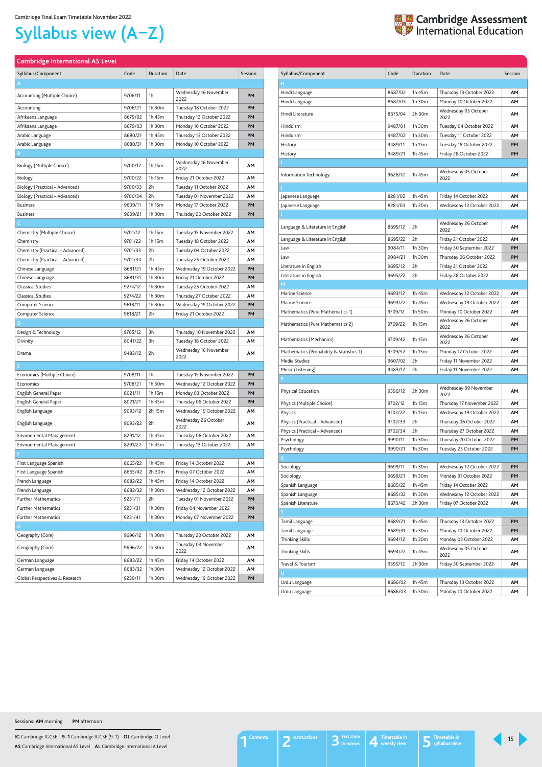Cambridge Final Exam Timetable November 2022

# Syllabus view (A–Z)

## Cambridge International AS Level

| Syllabus/Component | Code | Duration | Date | Session |
|---|---|---|---|---|
| **A** | | | | |
| Accounting (Multiple Choice) | 9706/11 | 1h | Wednesday 16 November 2022 | PM |
| Accounting | 9706/21 | 1h 30m | Tuesday 18 October 2022 | PM |
| Afrikaans Language | 8679/02 | 1h 45m | Thursday 13 October 2022 | PM |
| Afrikaans Language | 8679/03 | 1h 30m | Monday 10 October 2022 | PM |
| Arabic Language | 8680/21 | 1h 45m | Thursday 13 October 2022 | PM |
| Arabic Language | 8680/31 | 1h 30m | Monday 10 October 2022 | PM |
| **B** | | | | |
| Biology (Multiple Choice) | 9700/12 | 1h 15m | Wednesday 16 November 2022 | AM |
| Biology | 9700/22 | 1h 15m | Friday 21 October 2022 | AM |
| Biology (Practical – Advanced) | 9700/33 | 2h | Tuesday 11 October 2022 | AM |
| Biology (Practical – Advanced) | 9700/34 | 2h | Tuesday 01 November 2022 | AM |
| Business | 9609/11 | 1h 15m | Monday 17 October 2022 | PM |
| Business | 9609/21 | 1h 30m | Thursday 20 October 2022 | PM |
| **C** | | | | |
| Chemistry (Multiple Choice) | 9701/12 | 1h 15m | Tuesday 15 November 2022 | AM |
| Chemistry | 9701/22 | 1h 15m | Tuesday 18 October 2022 | AM |
| Chemistry (Practical – Advanced) | 9701/33 | 2h | Tuesday 04 October 2022 | AM |
| Chemistry (Practical – Advanced) | 9701/34 | 2h | Tuesday 25 October 2022 | AM |
| Chinese Language | 8681/21 | 1h 45m | Wednesday 19 October 2022 | PM |
| Chinese Language | 8681/31 | 1h 30m | Friday 21 October 2022 | PM |
| Classical Studies | 9274/12 | 1h 30m | Tuesday 25 October 2022 | AM |
| Classical Studies | 9274/22 | 1h 30m | Thursday 27 October 2022 | AM |
| Computer Science | 9618/11 | 1h 30m | Wednesday 19 October 2022 | PM |
| Computer Science | 9618/21 | 2h | Friday 21 October 2022 | PM |
| **D** | | | | |
| Design & Technology | 9705/12 | 3h | Thursday 10 November 2022 | AM |
| Divinity | 8041/22 | 3h | Tuesday 18 October 2022 | AM |
| Drama | 9482/12 | 2h | Wednesday 16 November 2022 | AM |
| **E** | | | | |
| Economics (Multiple Choice) | 9708/11 | 1h | Tuesday 15 November 2022 | PM |
| Economics | 9708/21 | 1h 30m | Wednesday 12 October 2022 | PM |
| English General Paper | 8021/11 | 1h 15m | Monday 03 October 2022 | PM |
| English General Paper | 8021/21 | 1h 45m | Thursday 06 October 2022 | PM |
| English Language | 9093/12 | 2h 15m | Wednesday 19 October 2022 | AM |
| English Language | 9093/22 | 2h | Wednesday 26 October 2022 | AM |
| Environmental Management | 8291/12 | 1h 45m | Thursday 06 October 2022 | AM |
| Environmental Management | 8291/22 | 1h 45m | Thursday 13 October 2022 | AM |
| **F** | | | | |
| First Language Spanish | 8665/22 | 1h 45m | Friday 14 October 2022 | AM |
| First Language Spanish | 8665/42 | 2h 30m | Friday 07 October 2022 | AM |
| French Language | 8682/22 | 1h 45m | Friday 14 October 2022 | AM |
| French Language | 8682/32 | 1h 30m | Wednesday 12 October 2022 | AM |
| Further Mathematics | 9231/11 | 2h | Tuesday 01 November 2022 | PM |
| Further Mathematics | 9231/31 | 1h 30m | Friday 04 November 2022 | PM |
| Further Mathematics | 9231/41 | 1h 30m | Monday 07 November 2022 | PM |
| **G** | | | | |
| Geography (Core) | 9696/12 | 1h 30m | Thursday 20 October 2022 | AM |
| Geography (Core) | 9696/22 | 1h 30m | Thursday 03 November 2022 | AM |
| German Language | 8683/22 | 1h 45m | Friday 14 October 2022 | AM |
| German Language | 8683/32 | 1h 30m | Wednesday 12 October 2022 | AM |
| Global Perspectives & Research | 9239/11 | 1h 30m | Wednesday 19 October 2022 | PM |
| **H** | | | | |
| Hindi Language | 8687/02 | 1h 45m | Thursday 13 October 2022 | AM |
| Hindi Language | 8687/03 | 1h 30m | Monday 10 October 2022 | AM |
| Hindi Literature | 8675/04 | 2h 30m | Wednesday 05 October 2022 | AM |
| Hinduism | 9487/01 | 1h 30m | Tuesday 04 October 2022 | AM |
| Hinduism | 9487/02 | 1h 30m | Tuesday 11 October 2022 | AM |
| History | 9489/11 | 1h 15m | Tuesday 18 October 2022 | PM |
| History | 9489/21 | 1h 45m | Friday 28 October 2022 | PM |
| **I** | | | | |
| Information Technology | 9626/12 | 1h 45m | Wednesday 05 October 2022 | AM |
| **J** | | | | |
| Japanese Language | 8281/02 | 1h 45m | Friday 14 October 2022 | AM |
| Japanese Language | 8281/03 | 1h 30m | Wednesday 12 October 2022 | AM |
| **L** | | | | |
| Language & Literature in English | 8695/12 | 2h | Wednesday 26 October 2022 | AM |
| Language & Literature in English | 8695/22 | 2h | Friday 21 October 2022 | AM |
| Law | 9084/11 | 1h 30m | Friday 30 September 2022 | PM |
| Law | 9084/21 | 1h 30m | Thursday 06 October 2022 | PM |
| Literature in English | 9695/12 | 2h | Friday 21 October 2022 | AM |
| Literature in English | 9695/22 | 2h | Friday 28 October 2022 | AM |
| **M** | | | | |
| Marine Science | 9693/12 | 1h 45m | Wednesday 12 October 2022 | AM |
| Marine Science | 9693/22 | 1h 45m | Wednesday 19 October 2022 | AM |
| Mathematics (Pure Mathematics 1) | 9709/12 | 1h 50m | Monday 10 October 2022 | AM |
| Mathematics (Pure Mathematics 2) | 9709/22 | 1h 15m | Wednesday 26 October 2022 | AM |
| Mathematics (Mechanics) | 9709/42 | 1h 15m | Wednesday 26 October 2022 | AM |
| Mathematics (Probability & Statistics 1) | 9709/52 | 1h 15m | Monday 17 October 2022 | AM |
| Media Studies | 9607/02 | 2h | Friday 11 November 2022 | AM |
| Music (Listening) | 9483/12 | 2h | Friday 11 November 2022 | AM |
| **P** | | | | |
| Physical Education | 9396/12 | 2h 30m | Wednesday 09 November 2022 | AM |
| Physics (Multiple Choice) | 9702/12 | 1h 15m | Thursday 17 November 2022 | AM |
| Physics | 9702/22 | 1h 15m | Wednesday 19 October 2022 | AM |
| Physics (Practical – Advanced) | 9702/33 | 2h | Thursday 06 October 2022 | AM |
| Physics (Practical – Advanced) | 9702/34 | 2h | Thursday 27 October 2022 | AM |
| Psychology | 9990/11 | 1h 30m | Thursday 20 October 2022 | PM |
| Psychology | 9990/21 | 1h 30m | Tuesday 25 October 2022 | PM |
| **S** | | | | |
| Sociology | 9699/11 | 1h 30m | Wednesday 12 October 2022 | PM |
| Sociology | 9699/21 | 1h 30m | Monday 31 October 2022 | PM |
| Spanish Language | 8685/22 | 1h 45m | Friday 14 October 2022 | AM |
| Spanish Language | 8685/32 | 1h 30m | Wednesday 12 October 2022 | AM |
| Spanish Literature | 8673/42 | 2h 30m | Friday 07 October 2022 | AM |
| **T** | | | | |
| Tamil Language | 8689/21 | 1h 45m | Thursday 13 October 2022 | PM |
| Tamil Language | 8689/31 | 1h 30m | Monday 10 October 2022 | PM |
| Thinking Skills | 9694/12 | 1h 30m | Monday 03 October 2022 | AM |
| Thinking Skills | 9694/22 | 1h 45m | Wednesday 05 October 2022 | AM |
| Travel & Tourism | 9395/12 | 2h 30m | Friday 30 September 2022 | AM |
| **U** | | | | |
| Urdu Language | 8686/02 | 1h 45m | Thursday 13 October 2022 | AM |
| Urdu Language | 8686/03 | 1h 30m | Monday 10 October 2022 | AM |

Sessions: **AM** morning **PM** afternoon

**IG** Cambridge IGCSE **9–1** Cambridge IGCSE (9–1) **OL** Cambridge O Level
**AS** Cambridge International AS Level **AL** Cambridge International A Level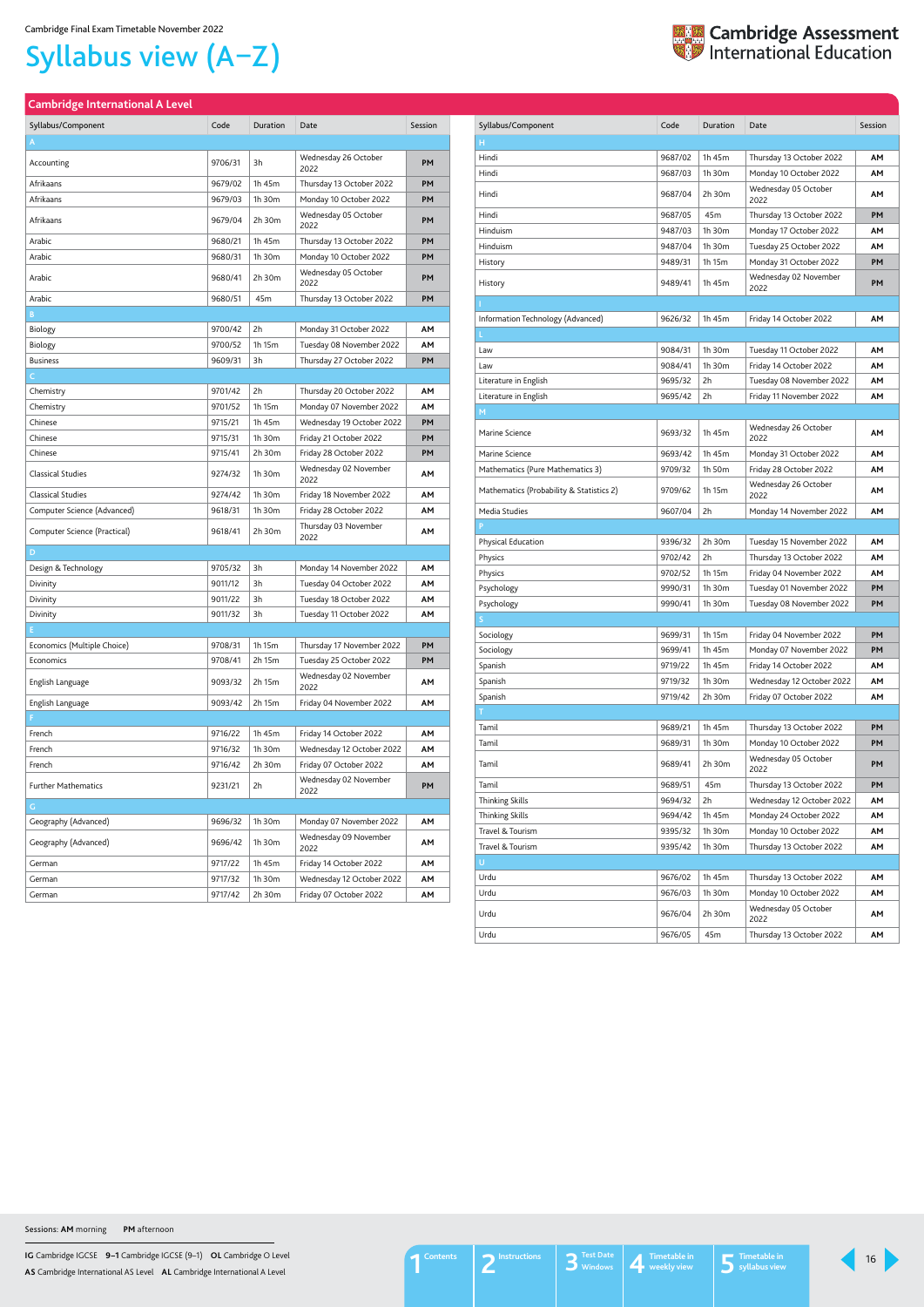Cambridge Final Exam Timetable November 2022

# Syllabus view (A–Z)

## Cambridge International A Level

| Syllabus/Component | Code | Duration | Date | Session |
|---|---|---|---|---|
| **A** | | | | |
| Accounting | 9706/31 | 3h | Wednesday 26 October 2022 | PM |
| Afrikaans | 9679/02 | 1h 45m | Thursday 13 October 2022 | PM |
| Afrikaans | 9679/03 | 1h 30m | Monday 10 October 2022 | PM |
| Afrikaans | 9679/04 | 2h 30m | Wednesday 05 October 2022 | PM |
| Arabic | 9680/21 | 1h 45m | Thursday 13 October 2022 | PM |
| Arabic | 9680/31 | 1h 30m | Monday 10 October 2022 | PM |
| Arabic | 9680/41 | 2h 30m | Wednesday 05 October 2022 | PM |
| Arabic | 9680/51 | 45m | Thursday 13 October 2022 | PM |
| **B** | | | | |
| Biology | 9700/42 | 2h | Monday 31 October 2022 | AM |
| Biology | 9700/52 | 1h 15m | Tuesday 08 November 2022 | AM |
| Business | 9609/31 | 3h | Thursday 27 October 2022 | PM |
| **C** | | | | |
| Chemistry | 9701/42 | 2h | Thursday 20 October 2022 | AM |
| Chemistry | 9701/52 | 1h 15m | Monday 07 November 2022 | AM |
| Chinese | 9715/21 | 1h 45m | Wednesday 19 October 2022 | PM |
| Chinese | 9715/31 | 1h 30m | Friday 21 October 2022 | PM |
| Chinese | 9715/41 | 2h 30m | Friday 28 October 2022 | PM |
| Classical Studies | 9274/32 | 1h 30m | Wednesday 02 November 2022 | AM |
| Classical Studies | 9274/42 | 1h 30m | Friday 18 November 2022 | AM |
| Computer Science (Advanced) | 9618/31 | 1h 30m | Friday 28 October 2022 | AM |
| Computer Science (Practical) | 9618/41 | 2h 30m | Thursday 03 November 2022 | AM |
| **D** | | | | |
| Design & Technology | 9705/32 | 3h | Monday 14 November 2022 | AM |
| Divinity | 9011/12 | 3h | Tuesday 04 October 2022 | AM |
| Divinity | 9011/22 | 3h | Tuesday 18 October 2022 | AM |
| Divinity | 9011/32 | 3h | Tuesday 11 October 2022 | AM |
| **E** | | | | |
| Economics (Multiple Choice) | 9708/31 | 1h 15m | Thursday 17 November 2022 | PM |
| Economics | 9708/41 | 2h 15m | Tuesday 25 October 2022 | PM |
| English Language | 9093/32 | 2h 15m | Wednesday 02 November 2022 | AM |
| English Language | 9093/42 | 2h 15m | Friday 04 November 2022 | AM |
| **F** | | | | |
| French | 9716/22 | 1h 45m | Friday 14 October 2022 | AM |
| French | 9716/32 | 1h 30m | Wednesday 12 October 2022 | AM |
| French | 9716/42 | 2h 30m | Friday 07 October 2022 | AM |
| Further Mathematics | 9231/21 | 2h | Wednesday 02 November 2022 | PM |
| **G** | | | | |
| Geography (Advanced) | 9696/32 | 1h 30m | Monday 07 November 2022 | AM |
| Geography (Advanced) | 9696/42 | 1h 30m | Wednesday 09 November 2022 | AM |
| German | 9717/22 | 1h 45m | Friday 14 October 2022 | AM |
| German | 9717/32 | 1h 30m | Wednesday 12 October 2022 | AM |
| German | 9717/42 | 2h 30m | Friday 07 October 2022 | AM |
| **H** | | | | |
| Hindi | 9687/02 | 1h 45m | Thursday 13 October 2022 | AM |
| Hindi | 9687/03 | 1h 30m | Monday 10 October 2022 | AM |
| Hindi | 9687/04 | 2h 30m | Wednesday 05 October 2022 | AM |
| Hindi | 9687/05 | 45m | Thursday 13 October 2022 | PM |
| Hinduism | 9487/03 | 1h 30m | Monday 17 October 2022 | AM |
| Hinduism | 9487/04 | 1h 30m | Tuesday 25 October 2022 | AM |
| History | 9489/31 | 1h 15m | Monday 31 October 2022 | PM |
| History | 9489/41 | 1h 45m | Wednesday 02 November 2022 | PM |
| **I** | | | | |
| Information Technology (Advanced) | 9626/32 | 1h 45m | Friday 14 October 2022 | AM |
| **L** | | | | |
| Law | 9084/31 | 1h 30m | Tuesday 11 October 2022 | AM |
| Law | 9084/41 | 1h 30m | Friday 14 October 2022 | AM |
| Literature in English | 9695/32 | 2h | Tuesday 08 November 2022 | AM |
| Literature in English | 9695/42 | 2h | Friday 11 November 2022 | AM |
| **M** | | | | |
| Marine Science | 9693/32 | 1h 45m | Wednesday 26 October 2022 | AM |
| Marine Science | 9693/42 | 1h 45m | Monday 31 October 2022 | AM |
| Mathematics (Pure Mathematics 3) | 9709/32 | 1h 50m | Friday 28 October 2022 | AM |
| Mathematics (Probability & Statistics 2) | 9709/62 | 1h 15m | Wednesday 26 October 2022 | AM |
| Media Studies | 9607/04 | 2h | Monday 14 November 2022 | AM |
| **P** | | | | |
| Physical Education | 9396/32 | 2h 30m | Tuesday 15 November 2022 | AM |
| Physics | 9702/42 | 2h | Thursday 13 October 2022 | AM |
| Physics | 9702/52 | 1h 15m | Friday 04 November 2022 | AM |
| Psychology | 9990/31 | 1h 30m | Tuesday 01 November 2022 | PM |
| Psychology | 9990/41 | 1h 30m | Tuesday 08 November 2022 | PM |
| **S** | | | | |
| Sociology | 9699/31 | 1h 15m | Friday 04 November 2022 | PM |
| Sociology | 9699/41 | 1h 45m | Monday 07 November 2022 | PM |
| Spanish | 9719/22 | 1h 45m | Friday 14 October 2022 | AM |
| Spanish | 9719/32 | 1h 30m | Wednesday 12 October 2022 | AM |
| Spanish | 9719/42 | 2h 30m | Friday 07 October 2022 | AM |
| **T** | | | | |
| Tamil | 9689/21 | 1h 45m | Thursday 13 October 2022 | PM |
| Tamil | 9689/31 | 1h 30m | Monday 10 October 2022 | PM |
| Tamil | 9689/41 | 2h 30m | Wednesday 05 October 2022 | PM |
| Tamil | 9689/51 | 45m | Thursday 13 October 2022 | PM |
| Thinking Skills | 9694/32 | 2h | Wednesday 12 October 2022 | AM |
| Thinking Skills | 9694/42 | 1h 45m | Monday 24 October 2022 | AM |
| Travel & Tourism | 9395/32 | 1h 30m | Monday 10 October 2022 | AM |
| Travel & Tourism | 9395/42 | 1h 30m | Thursday 13 October 2022 | AM |
| **U** | | | | |
| Urdu | 9676/02 | 1h 45m | Thursday 13 October 2022 | AM |
| Urdu | 9676/03 | 1h 30m | Monday 10 October 2022 | AM |
| Urdu | 9676/04 | 2h 30m | Wednesday 05 October 2022 | AM |
| Urdu | 9676/05 | 45m | Thursday 13 October 2022 | AM |

Sessions: **AM** morning **PM** afternoon

**IG** Cambridge IGCSE **9–1** Cambridge IGCSE (9–1) **OL** Cambridge O Level
**AS** Cambridge International AS Level **AL** Cambridge International A Level